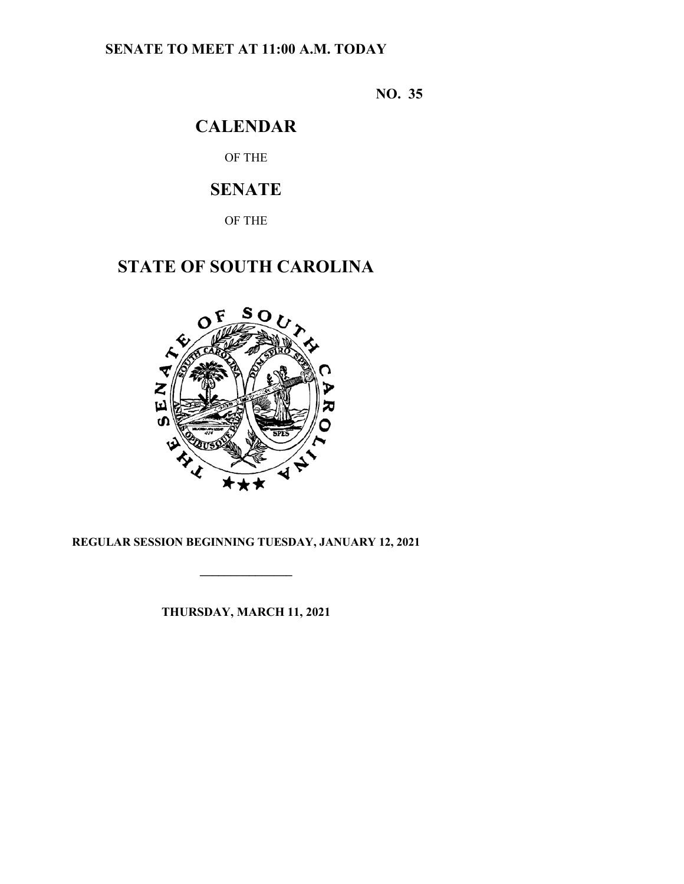**SENATE TO MEET AT 11:00 A.M. TODAY**

**NO. 35**

# CALENDAR

OF THE

# SENATE

OF THE

# STATE OF SOUTH CAROLINA

**REGULAR SESSION BEGINNING TUESDAY, JANUARY 12, 2021**

---

**THURSDAY, MARCH 11, 2021**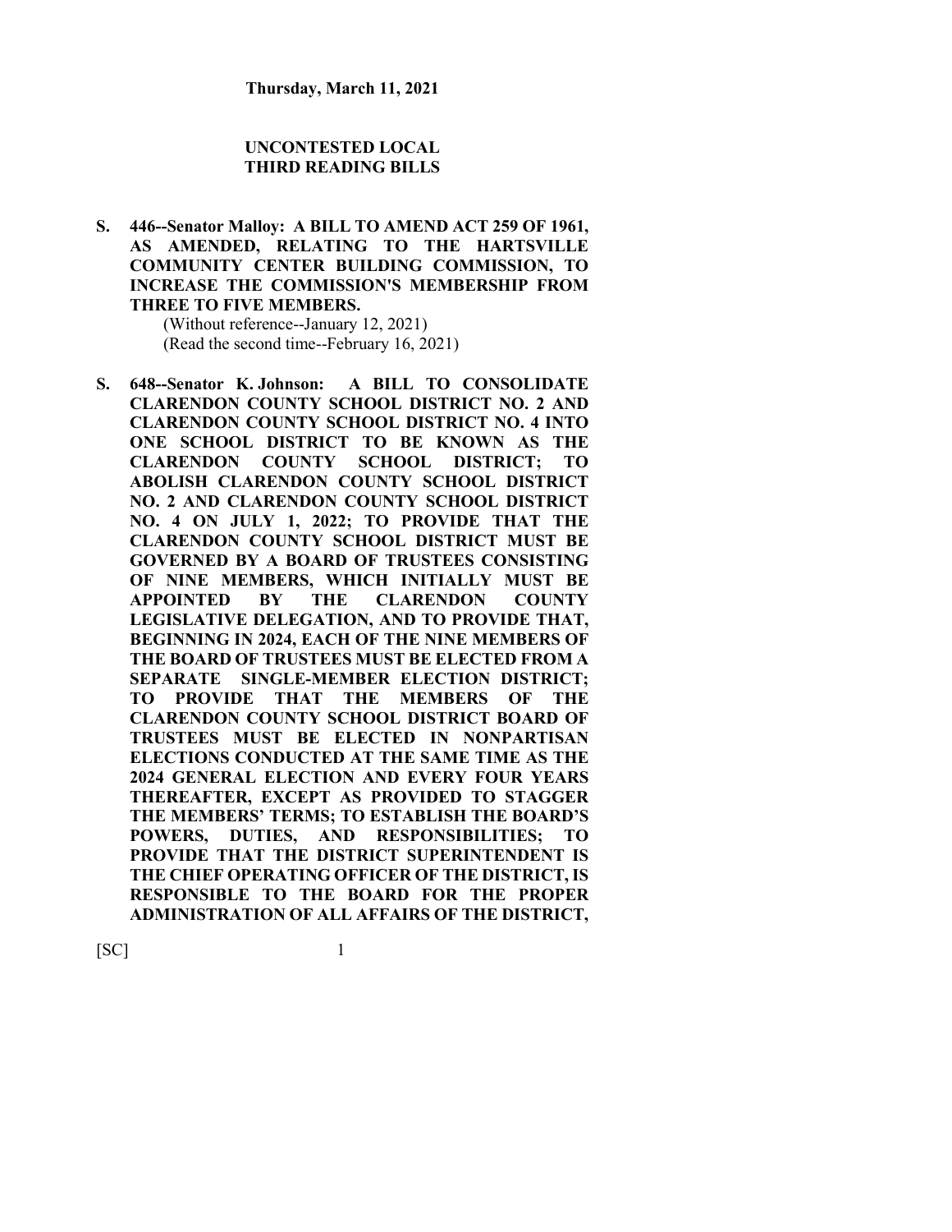**Thursday, March 11, 2021**

**UNCONTESTED LOCAL THIRD READING BILLS**

**S. 446--Senator Malloy: A BILL TO AMEND ACT 259 OF 1961, AS AMENDED, RELATING TO THE HARTSVILLE COMMUNITY CENTER BUILDING COMMISSION, TO INCREASE THE COMMISSION'S MEMBERSHIP FROM THREE TO FIVE MEMBERS.**

(Without reference--January 12, 2021)
(Read the second time--February 16, 2021)

**S. 648--Senator K. Johnson: A BILL TO CONSOLIDATE CLARENDON COUNTY SCHOOL DISTRICT NO. 2 AND CLARENDON COUNTY SCHOOL DISTRICT NO. 4 INTO ONE SCHOOL DISTRICT TO BE KNOWN AS THE CLARENDON COUNTY SCHOOL DISTRICT; TO ABOLISH CLARENDON COUNTY SCHOOL DISTRICT NO. 2 AND CLARENDON COUNTY SCHOOL DISTRICT NO. 4 ON JULY 1, 2022; TO PROVIDE THAT THE CLARENDON COUNTY SCHOOL DISTRICT MUST BE GOVERNED BY A BOARD OF TRUSTEES CONSISTING OF NINE MEMBERS, WHICH INITIALLY MUST BE APPOINTED BY THE CLARENDON COUNTY LEGISLATIVE DELEGATION, AND TO PROVIDE THAT, BEGINNING IN 2024, EACH OF THE NINE MEMBERS OF THE BOARD OF TRUSTEES MUST BE ELECTED FROM A SEPARATE SINGLE-MEMBER ELECTION DISTRICT; TO PROVIDE THAT THE MEMBERS OF THE CLARENDON COUNTY SCHOOL DISTRICT BOARD OF TRUSTEES MUST BE ELECTED IN NONPARTISAN ELECTIONS CONDUCTED AT THE SAME TIME AS THE 2024 GENERAL ELECTION AND EVERY FOUR YEARS THEREAFTER, EXCEPT AS PROVIDED TO STAGGER THE MEMBERS' TERMS; TO ESTABLISH THE BOARD'S POWERS, DUTIES, AND RESPONSIBILITIES; TO PROVIDE THAT THE DISTRICT SUPERINTENDENT IS THE CHIEF OPERATING OFFICER OF THE DISTRICT, IS RESPONSIBLE TO THE BOARD FOR THE PROPER ADMINISTRATION OF ALL AFFAIRS OF THE DISTRICT,**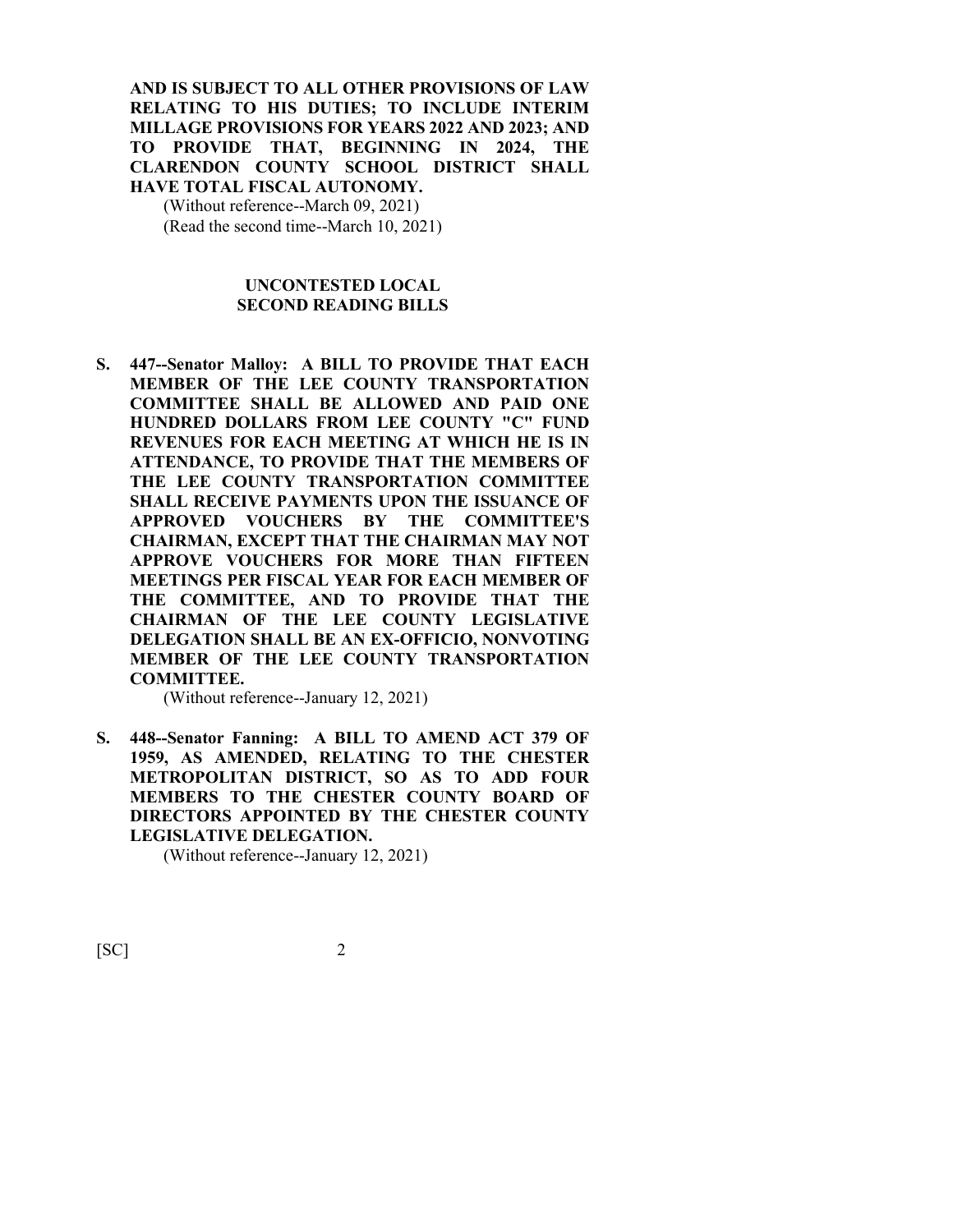**AND IS SUBJECT TO ALL OTHER PROVISIONS OF LAW RELATING TO HIS DUTIES; TO INCLUDE INTERIM MILLAGE PROVISIONS FOR YEARS 2022 AND 2023; AND TO PROVIDE THAT, BEGINNING IN 2024, THE CLARENDON COUNTY SCHOOL DISTRICT SHALL HAVE TOTAL FISCAL AUTONOMY.**

(Without reference--March 09, 2021)
(Read the second time--March 10, 2021)

## UNCONTESTED LOCAL SECOND READING BILLS

**S. 447--Senator Malloy: A BILL TO PROVIDE THAT EACH MEMBER OF THE LEE COUNTY TRANSPORTATION COMMITTEE SHALL BE ALLOWED AND PAID ONE HUNDRED DOLLARS FROM LEE COUNTY "C" FUND REVENUES FOR EACH MEETING AT WHICH HE IS IN ATTENDANCE, TO PROVIDE THAT THE MEMBERS OF THE LEE COUNTY TRANSPORTATION COMMITTEE SHALL RECEIVE PAYMENTS UPON THE ISSUANCE OF APPROVED VOUCHERS BY THE COMMITTEE'S CHAIRMAN, EXCEPT THAT THE CHAIRMAN MAY NOT APPROVE VOUCHERS FOR MORE THAN FIFTEEN MEETINGS PER FISCAL YEAR FOR EACH MEMBER OF THE COMMITTEE, AND TO PROVIDE THAT THE CHAIRMAN OF THE LEE COUNTY LEGISLATIVE DELEGATION SHALL BE AN EX-OFFICIO, NONVOTING MEMBER OF THE LEE COUNTY TRANSPORTATION COMMITTEE.**

(Without reference--January 12, 2021)

**S. 448--Senator Fanning: A BILL TO AMEND ACT 379 OF 1959, AS AMENDED, RELATING TO THE CHESTER METROPOLITAN DISTRICT, SO AS TO ADD FOUR MEMBERS TO THE CHESTER COUNTY BOARD OF DIRECTORS APPOINTED BY THE CHESTER COUNTY LEGISLATIVE DELEGATION.**

(Without reference--January 12, 2021)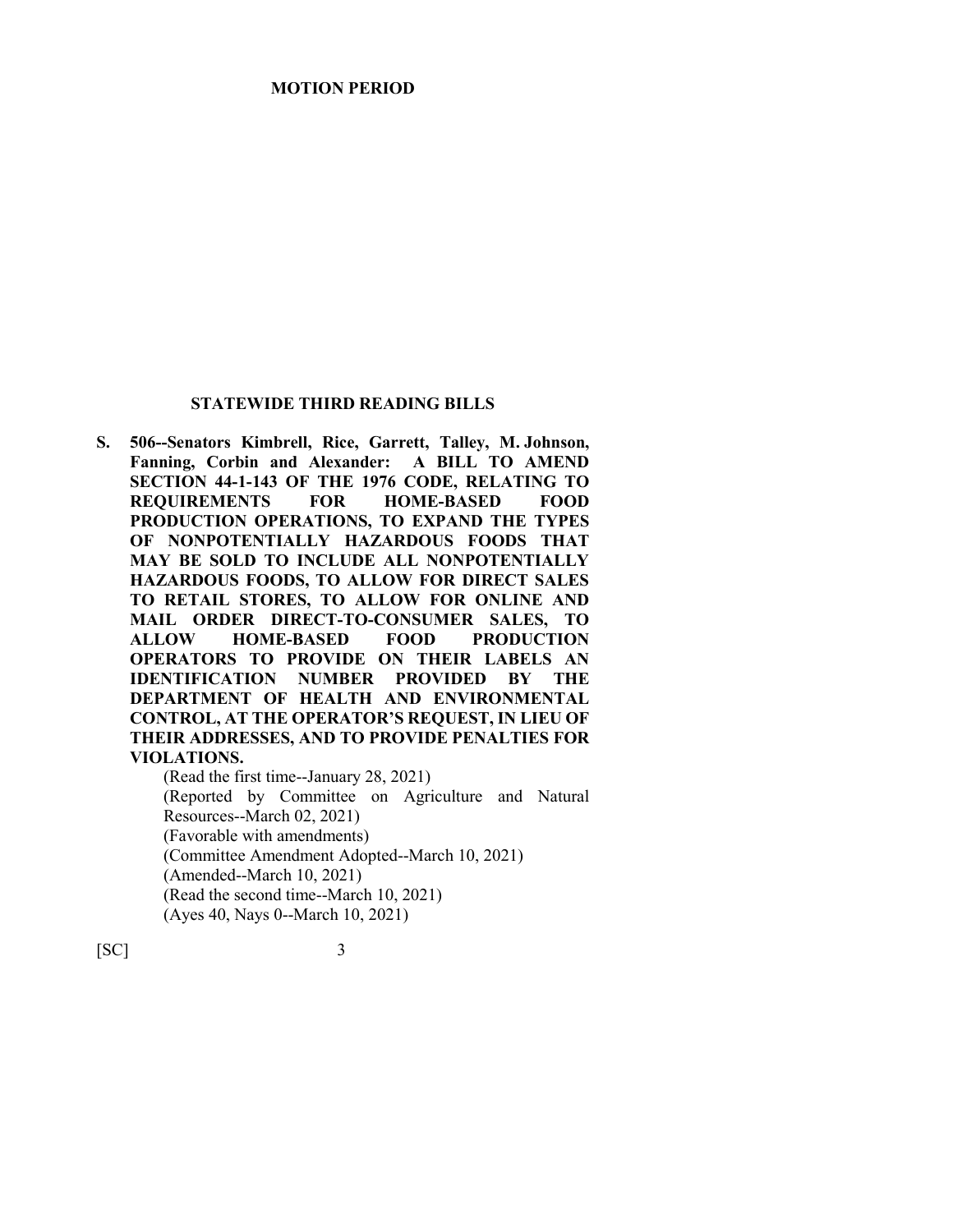## MOTION PERIOD

## STATEWIDE THIRD READING BILLS

**S. 506--Senators Kimbrell, Rice, Garrett, Talley, M. Johnson, Fanning, Corbin and Alexander: A BILL TO AMEND SECTION 44-1-143 OF THE 1976 CODE, RELATING TO REQUIREMENTS FOR HOME-BASED FOOD PRODUCTION OPERATIONS, TO EXPAND THE TYPES OF NONPOTENTIALLY HAZARDOUS FOODS THAT MAY BE SOLD TO INCLUDE ALL NONPOTENTIALLY HAZARDOUS FOODS, TO ALLOW FOR DIRECT SALES TO RETAIL STORES, TO ALLOW FOR ONLINE AND MAIL ORDER DIRECT-TO-CONSUMER SALES, TO ALLOW HOME-BASED FOOD PRODUCTION OPERATORS TO PROVIDE ON THEIR LABELS AN IDENTIFICATION NUMBER PROVIDED BY THE DEPARTMENT OF HEALTH AND ENVIRONMENTAL CONTROL, AT THE OPERATOR'S REQUEST, IN LIEU OF THEIR ADDRESSES, AND TO PROVIDE PENALTIES FOR VIOLATIONS.**

(Read the first time--January 28, 2021)
(Reported by Committee on Agriculture and Natural Resources--March 02, 2021)
(Favorable with amendments)
(Committee Amendment Adopted--March 10, 2021)
(Amended--March 10, 2021)
(Read the second time--March 10, 2021)
(Ayes 40, Nays 0--March 10, 2021)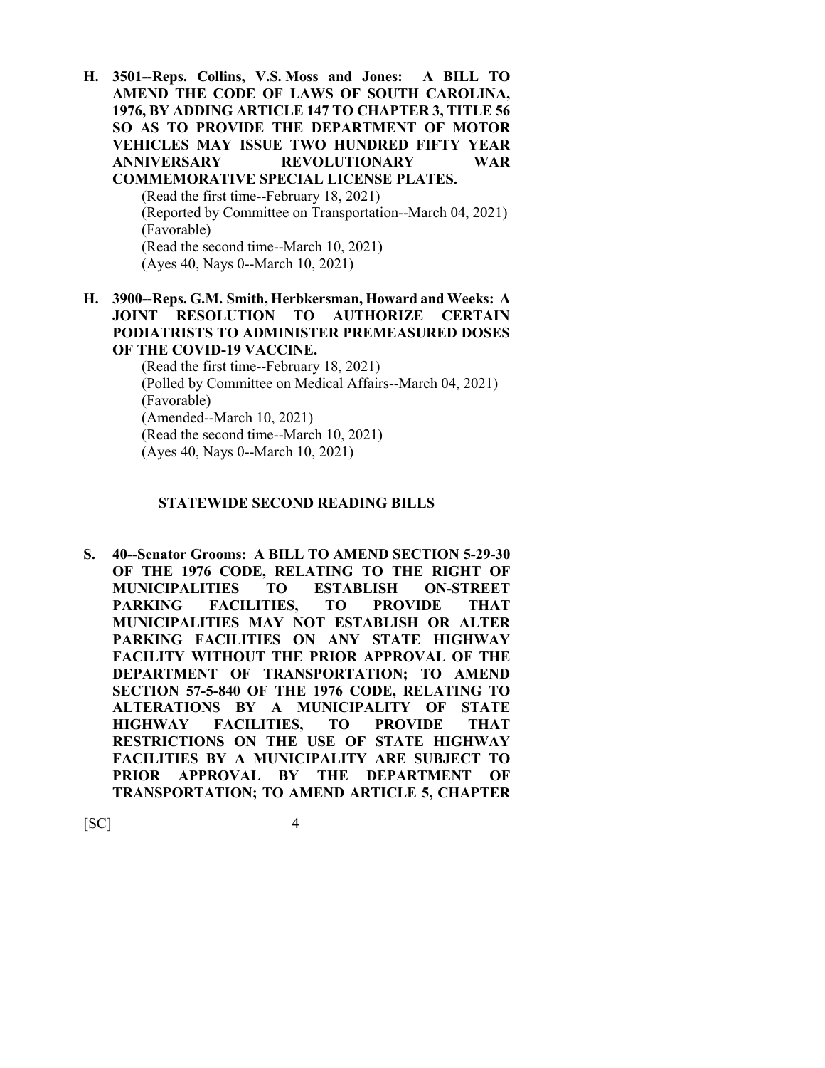**H. 3501--Reps. Collins, V.S. Moss and Jones: A BILL TO AMEND THE CODE OF LAWS OF SOUTH CAROLINA, 1976, BY ADDING ARTICLE 147 TO CHAPTER 3, TITLE 56 SO AS TO PROVIDE THE DEPARTMENT OF MOTOR VEHICLES MAY ISSUE TWO HUNDRED FIFTY YEAR ANNIVERSARY REVOLUTIONARY WAR COMMEMORATIVE SPECIAL LICENSE PLATES.**

(Read the first time--February 18, 2021)
(Reported by Committee on Transportation--March 04, 2021)
(Favorable)
(Read the second time--March 10, 2021)
(Ayes 40, Nays 0--March 10, 2021)

**H. 3900--Reps. G.M. Smith, Herbkersman, Howard and Weeks: A JOINT RESOLUTION TO AUTHORIZE CERTAIN PODIATRISTS TO ADMINISTER PREMEASURED DOSES OF THE COVID-19 VACCINE.**

(Read the first time--February 18, 2021)
(Polled by Committee on Medical Affairs--March 04, 2021)
(Favorable)
(Amended--March 10, 2021)
(Read the second time--March 10, 2021)
(Ayes 40, Nays 0--March 10, 2021)

## STATEWIDE SECOND READING BILLS

**S. 40--Senator Grooms: A BILL TO AMEND SECTION 5-29-30 OF THE 1976 CODE, RELATING TO THE RIGHT OF MUNICIPALITIES TO ESTABLISH ON-STREET PARKING FACILITIES, TO PROVIDE THAT MUNICIPALITIES MAY NOT ESTABLISH OR ALTER PARKING FACILITIES ON ANY STATE HIGHWAY FACILITY WITHOUT THE PRIOR APPROVAL OF THE DEPARTMENT OF TRANSPORTATION; TO AMEND SECTION 57-5-840 OF THE 1976 CODE, RELATING TO ALTERATIONS BY A MUNICIPALITY OF STATE HIGHWAY FACILITIES, TO PROVIDE THAT RESTRICTIONS ON THE USE OF STATE HIGHWAY FACILITIES BY A MUNICIPALITY ARE SUBJECT TO PRIOR APPROVAL BY THE DEPARTMENT OF TRANSPORTATION; TO AMEND ARTICLE 5, CHAPTER**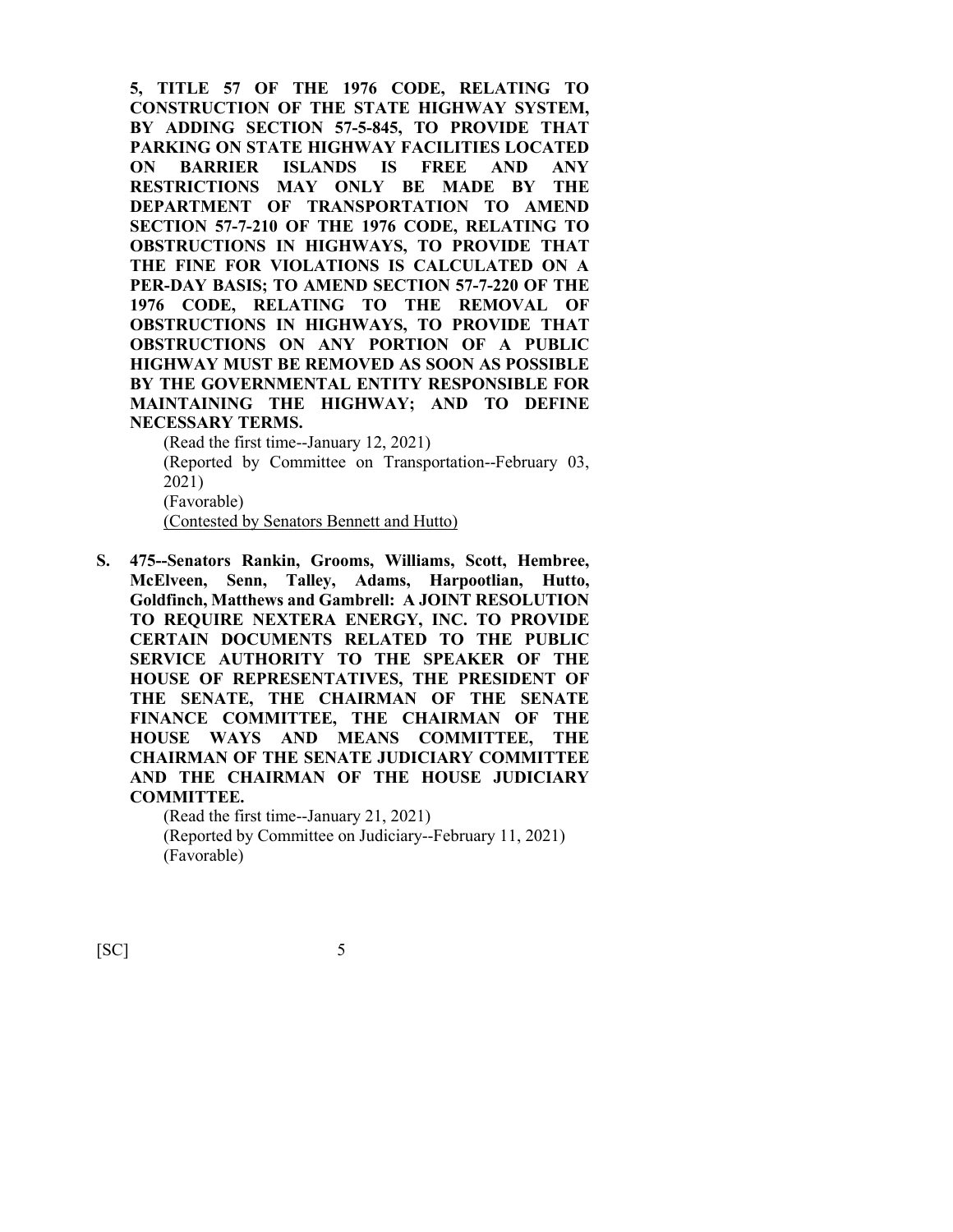**5, TITLE 57 OF THE 1976 CODE, RELATING TO CONSTRUCTION OF THE STATE HIGHWAY SYSTEM, BY ADDING SECTION 57-5-845, TO PROVIDE THAT PARKING ON STATE HIGHWAY FACILITIES LOCATED ON BARRIER ISLANDS IS FREE AND ANY RESTRICTIONS MAY ONLY BE MADE BY THE DEPARTMENT OF TRANSPORTATION TO AMEND SECTION 57-7-210 OF THE 1976 CODE, RELATING TO OBSTRUCTIONS IN HIGHWAYS, TO PROVIDE THAT THE FINE FOR VIOLATIONS IS CALCULATED ON A PER-DAY BASIS; TO AMEND SECTION 57-7-220 OF THE 1976 CODE, RELATING TO THE REMOVAL OF OBSTRUCTIONS IN HIGHWAYS, TO PROVIDE THAT OBSTRUCTIONS ON ANY PORTION OF A PUBLIC HIGHWAY MUST BE REMOVED AS SOON AS POSSIBLE BY THE GOVERNMENTAL ENTITY RESPONSIBLE FOR MAINTAINING THE HIGHWAY; AND TO DEFINE NECESSARY TERMS.**

(Read the first time--January 12, 2021)
(Reported by Committee on Transportation--February 03, 2021)
(Favorable)
<u>(Contested by Senators Bennett and Hutto)</u>

**S. 475--Senators Rankin, Grooms, Williams, Scott, Hembree, McElveen, Senn, Talley, Adams, Harpootlian, Hutto, Goldfinch, Matthews and Gambrell: A JOINT RESOLUTION TO REQUIRE NEXTERA ENERGY, INC. TO PROVIDE CERTAIN DOCUMENTS RELATED TO THE PUBLIC SERVICE AUTHORITY TO THE SPEAKER OF THE HOUSE OF REPRESENTATIVES, THE PRESIDENT OF THE SENATE, THE CHAIRMAN OF THE SENATE FINANCE COMMITTEE, THE CHAIRMAN OF THE HOUSE WAYS AND MEANS COMMITTEE, THE CHAIRMAN OF THE SENATE JUDICIARY COMMITTEE AND THE CHAIRMAN OF THE HOUSE JUDICIARY COMMITTEE.**

(Read the first time--January 21, 2021)
(Reported by Committee on Judiciary--February 11, 2021)
(Favorable)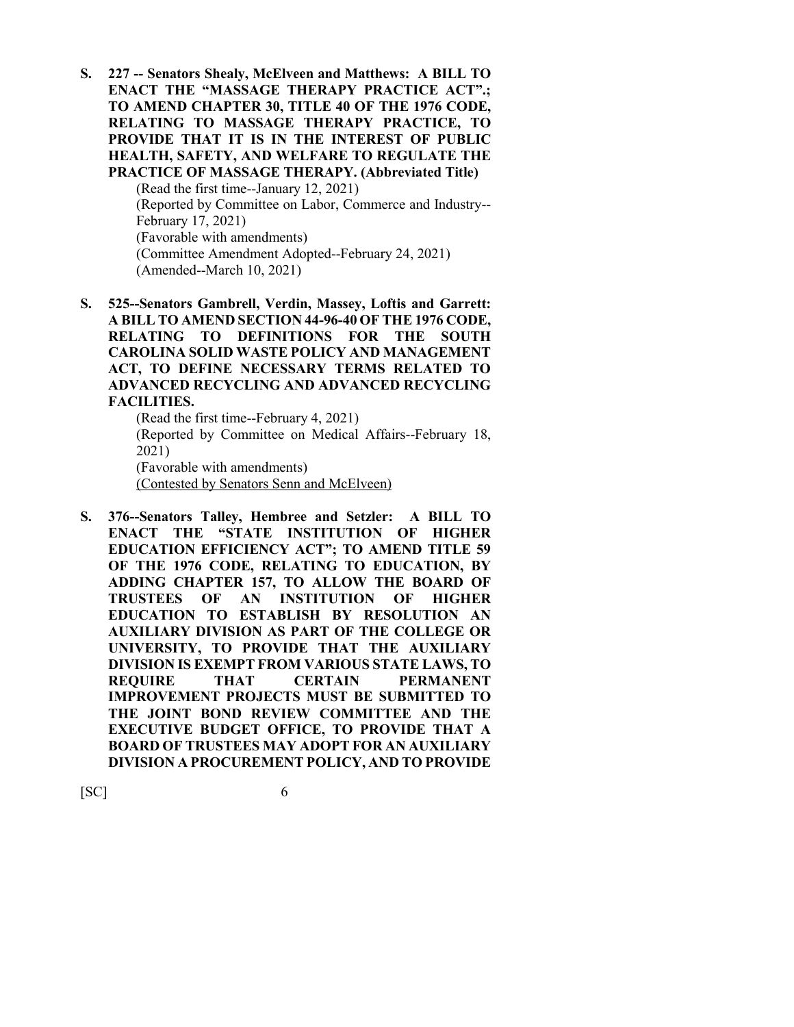**S. 227 -- Senators Shealy, McElveen and Matthews: A BILL TO ENACT THE "MASSAGE THERAPY PRACTICE ACT".; TO AMEND CHAPTER 30, TITLE 40 OF THE 1976 CODE, RELATING TO MASSAGE THERAPY PRACTICE, TO PROVIDE THAT IT IS IN THE INTEREST OF PUBLIC HEALTH, SAFETY, AND WELFARE TO REGULATE THE PRACTICE OF MASSAGE THERAPY. (Abbreviated Title)**

(Read the first time--January 12, 2021)
(Reported by Committee on Labor, Commerce and Industry--February 17, 2021)
(Favorable with amendments)
(Committee Amendment Adopted--February 24, 2021)
(Amended--March 10, 2021)

**S. 525--Senators Gambrell, Verdin, Massey, Loftis and Garrett: A BILL TO AMEND SECTION 44-96-40 OF THE 1976 CODE, RELATING TO DEFINITIONS FOR THE SOUTH CAROLINA SOLID WASTE POLICY AND MANAGEMENT ACT, TO DEFINE NECESSARY TERMS RELATED TO ADVANCED RECYCLING AND ADVANCED RECYCLING FACILITIES.**

(Read the first time--February 4, 2021)
(Reported by Committee on Medical Affairs--February 18, 2021)
(Favorable with amendments)
<u>(Contested by Senators Senn and McElveen)</u>

**S. 376--Senators Talley, Hembree and Setzler: A BILL TO ENACT THE "STATE INSTITUTION OF HIGHER EDUCATION EFFICIENCY ACT"; TO AMEND TITLE 59 OF THE 1976 CODE, RELATING TO EDUCATION, BY ADDING CHAPTER 157, TO ALLOW THE BOARD OF TRUSTEES OF AN INSTITUTION OF HIGHER EDUCATION TO ESTABLISH BY RESOLUTION AN AUXILIARY DIVISION AS PART OF THE COLLEGE OR UNIVERSITY, TO PROVIDE THAT THE AUXILIARY DIVISION IS EXEMPT FROM VARIOUS STATE LAWS, TO REQUIRE THAT CERTAIN PERMANENT IMPROVEMENT PROJECTS MUST BE SUBMITTED TO THE JOINT BOND REVIEW COMMITTEE AND THE EXECUTIVE BUDGET OFFICE, TO PROVIDE THAT A BOARD OF TRUSTEES MAY ADOPT FOR AN AUXILIARY DIVISION A PROCUREMENT POLICY, AND TO PROVIDE**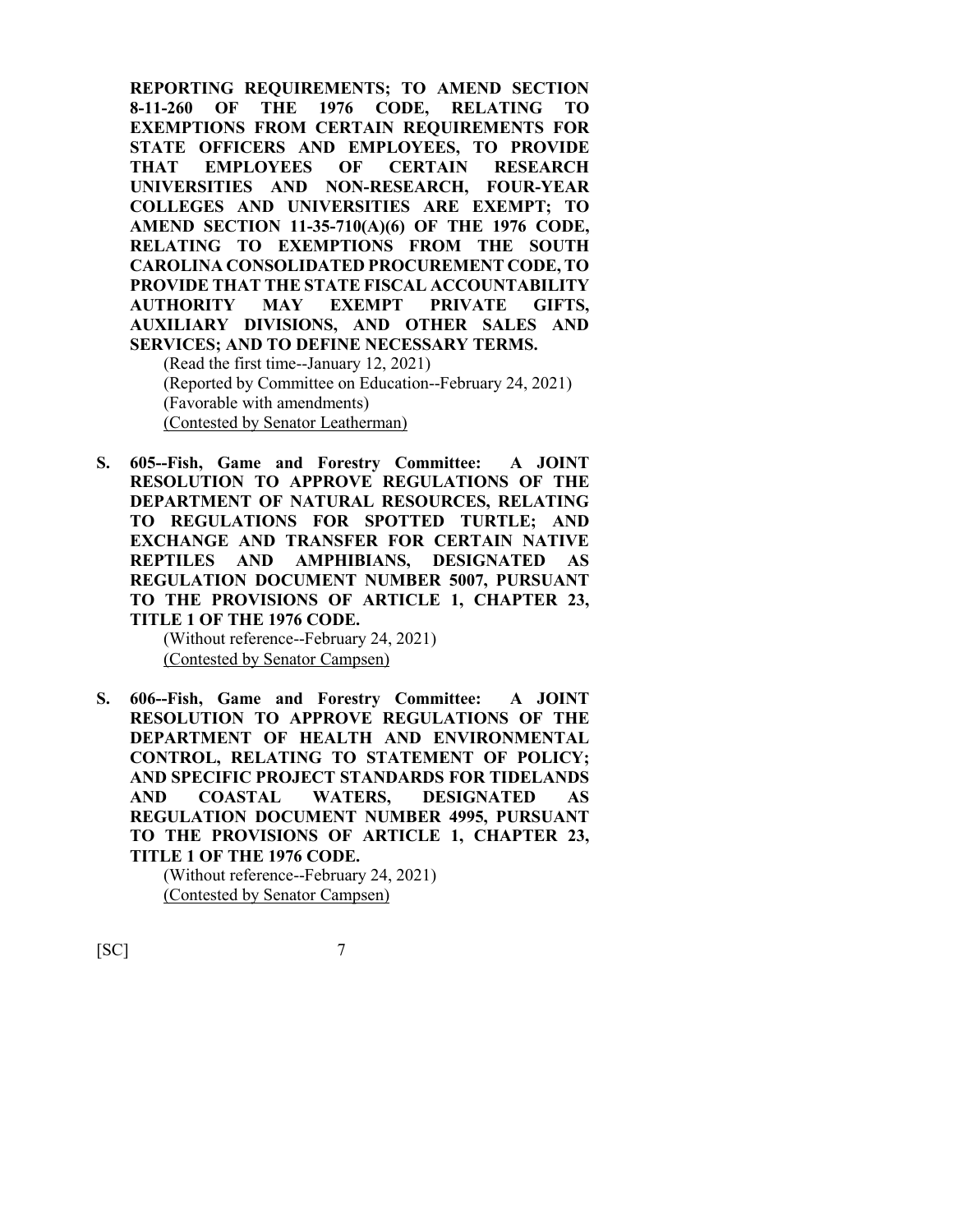**REPORTING REQUIREMENTS; TO AMEND SECTION 8-11-260 OF THE 1976 CODE, RELATING TO EXEMPTIONS FROM CERTAIN REQUIREMENTS FOR STATE OFFICERS AND EMPLOYEES, TO PROVIDE THAT EMPLOYEES OF CERTAIN RESEARCH UNIVERSITIES AND NON-RESEARCH, FOUR-YEAR COLLEGES AND UNIVERSITIES ARE EXEMPT; TO AMEND SECTION 11-35-710(A)(6) OF THE 1976 CODE, RELATING TO EXEMPTIONS FROM THE SOUTH CAROLINA CONSOLIDATED PROCUREMENT CODE, TO PROVIDE THAT THE STATE FISCAL ACCOUNTABILITY AUTHORITY MAY EXEMPT PRIVATE GIFTS, AUXILIARY DIVISIONS, AND OTHER SALES AND SERVICES; AND TO DEFINE NECESSARY TERMS.**

(Read the first time--January 12, 2021)
(Reported by Committee on Education--February 24, 2021)
(Favorable with amendments)
(Contested by Senator Leatherman)

**S. 605--Fish, Game and Forestry Committee: A JOINT RESOLUTION TO APPROVE REGULATIONS OF THE DEPARTMENT OF NATURAL RESOURCES, RELATING TO REGULATIONS FOR SPOTTED TURTLE; AND EXCHANGE AND TRANSFER FOR CERTAIN NATIVE REPTILES AND AMPHIBIANS, DESIGNATED AS REGULATION DOCUMENT NUMBER 5007, PURSUANT TO THE PROVISIONS OF ARTICLE 1, CHAPTER 23, TITLE 1 OF THE 1976 CODE.**

(Without reference--February 24, 2021)
(Contested by Senator Campsen)

**S. 606--Fish, Game and Forestry Committee: A JOINT RESOLUTION TO APPROVE REGULATIONS OF THE DEPARTMENT OF HEALTH AND ENVIRONMENTAL CONTROL, RELATING TO STATEMENT OF POLICY; AND SPECIFIC PROJECT STANDARDS FOR TIDELANDS AND COASTAL WATERS, DESIGNATED AS REGULATION DOCUMENT NUMBER 4995, PURSUANT TO THE PROVISIONS OF ARTICLE 1, CHAPTER 23, TITLE 1 OF THE 1976 CODE.**

(Without reference--February 24, 2021)
(Contested by Senator Campsen)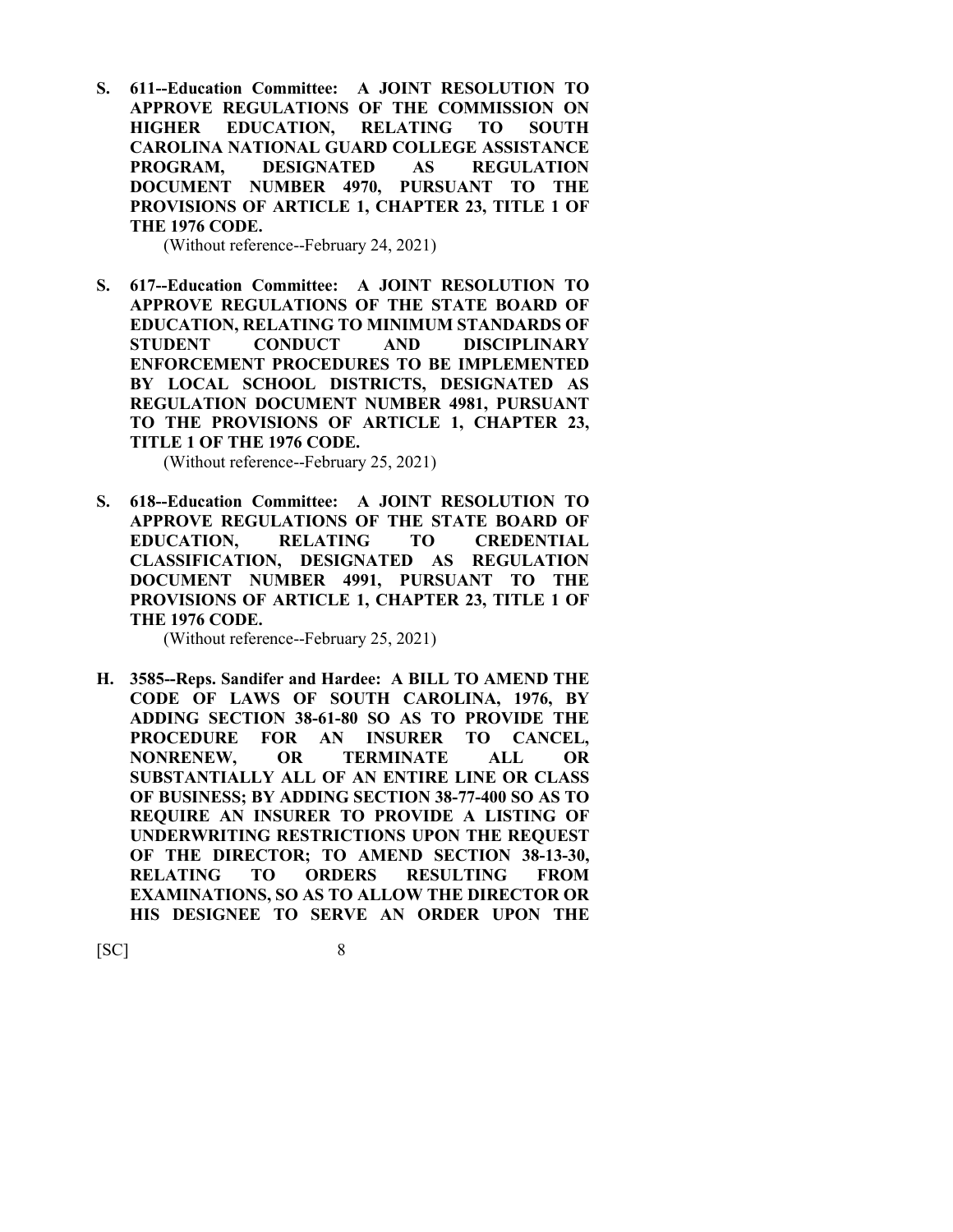**S. 611--Education Committee: A JOINT RESOLUTION TO APPROVE REGULATIONS OF THE COMMISSION ON HIGHER EDUCATION, RELATING TO SOUTH CAROLINA NATIONAL GUARD COLLEGE ASSISTANCE PROGRAM, DESIGNATED AS REGULATION DOCUMENT NUMBER 4970, PURSUANT TO THE PROVISIONS OF ARTICLE 1, CHAPTER 23, TITLE 1 OF THE 1976 CODE.**

(Without reference--February 24, 2021)

**S. 617--Education Committee: A JOINT RESOLUTION TO APPROVE REGULATIONS OF THE STATE BOARD OF EDUCATION, RELATING TO MINIMUM STANDARDS OF STUDENT CONDUCT AND DISCIPLINARY ENFORCEMENT PROCEDURES TO BE IMPLEMENTED BY LOCAL SCHOOL DISTRICTS, DESIGNATED AS REGULATION DOCUMENT NUMBER 4981, PURSUANT TO THE PROVISIONS OF ARTICLE 1, CHAPTER 23, TITLE 1 OF THE 1976 CODE.**

(Without reference--February 25, 2021)

**S. 618--Education Committee: A JOINT RESOLUTION TO APPROVE REGULATIONS OF THE STATE BOARD OF EDUCATION, RELATING TO CREDENTIAL CLASSIFICATION, DESIGNATED AS REGULATION DOCUMENT NUMBER 4991, PURSUANT TO THE PROVISIONS OF ARTICLE 1, CHAPTER 23, TITLE 1 OF THE 1976 CODE.**

(Without reference--February 25, 2021)

**H. 3585--Reps. Sandifer and Hardee: A BILL TO AMEND THE CODE OF LAWS OF SOUTH CAROLINA, 1976, BY ADDING SECTION 38-61-80 SO AS TO PROVIDE THE PROCEDURE FOR AN INSURER TO CANCEL, NONRENEW, OR TERMINATE ALL OR SUBSTANTIALLY ALL OF AN ENTIRE LINE OR CLASS OF BUSINESS; BY ADDING SECTION 38-77-400 SO AS TO REQUIRE AN INSURER TO PROVIDE A LISTING OF UNDERWRITING RESTRICTIONS UPON THE REQUEST OF THE DIRECTOR; TO AMEND SECTION 38-13-30, RELATING TO ORDERS RESULTING FROM EXAMINATIONS, SO AS TO ALLOW THE DIRECTOR OR HIS DESIGNEE TO SERVE AN ORDER UPON THE**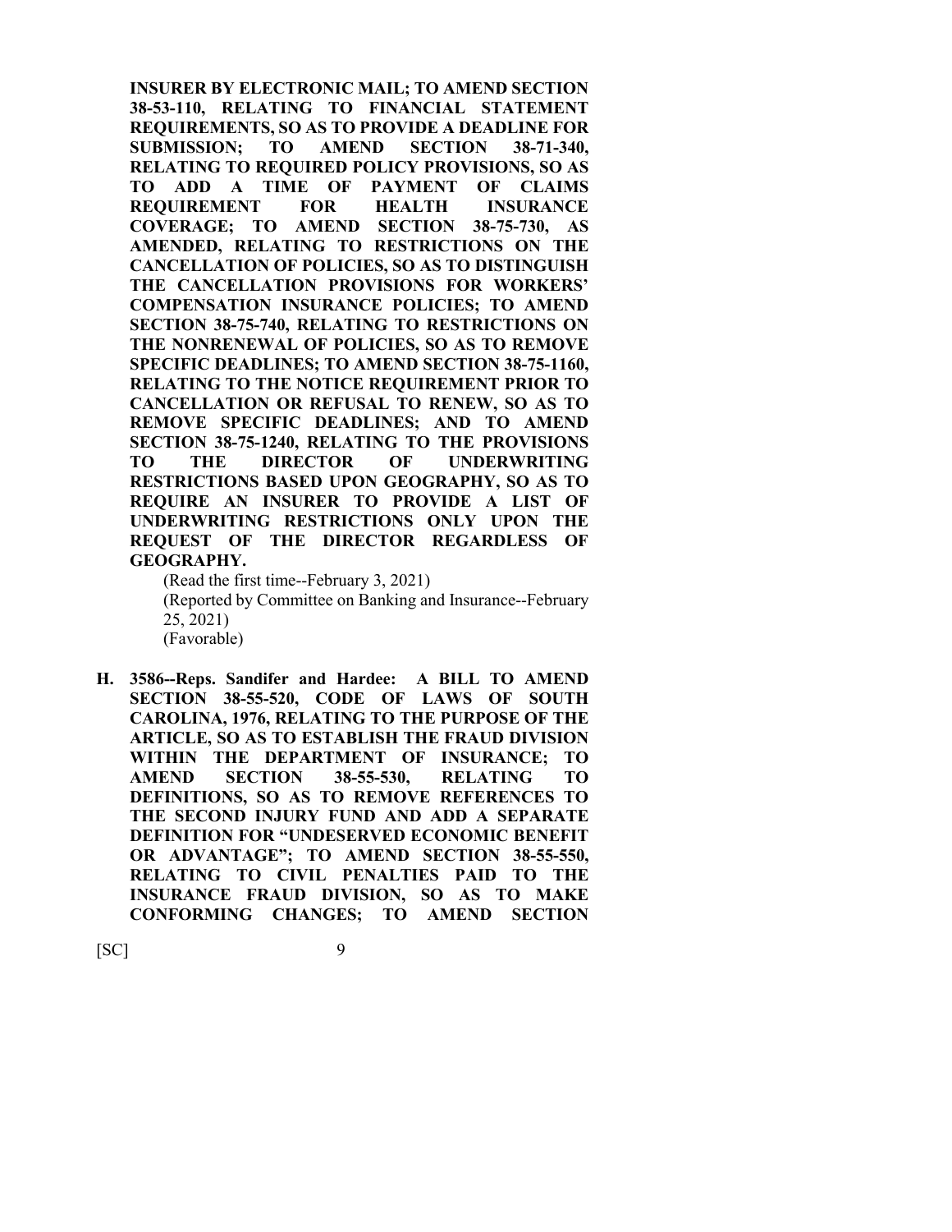**INSURER BY ELECTRONIC MAIL; TO AMEND SECTION 38-53-110, RELATING TO FINANCIAL STATEMENT REQUIREMENTS, SO AS TO PROVIDE A DEADLINE FOR SUBMISSION; TO AMEND SECTION 38-71-340, RELATING TO REQUIRED POLICY PROVISIONS, SO AS TO ADD A TIME OF PAYMENT OF CLAIMS REQUIREMENT FOR HEALTH INSURANCE COVERAGE; TO AMEND SECTION 38-75-730, AS AMENDED, RELATING TO RESTRICTIONS ON THE CANCELLATION OF POLICIES, SO AS TO DISTINGUISH THE CANCELLATION PROVISIONS FOR WORKERS' COMPENSATION INSURANCE POLICIES; TO AMEND SECTION 38-75-740, RELATING TO RESTRICTIONS ON THE NONRENEWAL OF POLICIES, SO AS TO REMOVE SPECIFIC DEADLINES; TO AMEND SECTION 38-75-1160, RELATING TO THE NOTICE REQUIREMENT PRIOR TO CANCELLATION OR REFUSAL TO RENEW, SO AS TO REMOVE SPECIFIC DEADLINES; AND TO AMEND SECTION 38-75-1240, RELATING TO THE PROVISIONS TO THE DIRECTOR OF UNDERWRITING RESTRICTIONS BASED UPON GEOGRAPHY, SO AS TO REQUIRE AN INSURER TO PROVIDE A LIST OF UNDERWRITING RESTRICTIONS ONLY UPON THE REQUEST OF THE DIRECTOR REGARDLESS OF GEOGRAPHY.**

(Read the first time--February 3, 2021)
(Reported by Committee on Banking and Insurance--February 25, 2021)
(Favorable)

**H. 3586--Reps. Sandifer and Hardee: A BILL TO AMEND SECTION 38-55-520, CODE OF LAWS OF SOUTH CAROLINA, 1976, RELATING TO THE PURPOSE OF THE ARTICLE, SO AS TO ESTABLISH THE FRAUD DIVISION WITHIN THE DEPARTMENT OF INSURANCE; TO AMEND SECTION 38-55-530, RELATING TO DEFINITIONS, SO AS TO REMOVE REFERENCES TO THE SECOND INJURY FUND AND ADD A SEPARATE DEFINITION FOR "UNDESERVED ECONOMIC BENEFIT OR ADVANTAGE"; TO AMEND SECTION 38-55-550, RELATING TO CIVIL PENALTIES PAID TO THE INSURANCE FRAUD DIVISION, SO AS TO MAKE CONFORMING CHANGES; TO AMEND SECTION**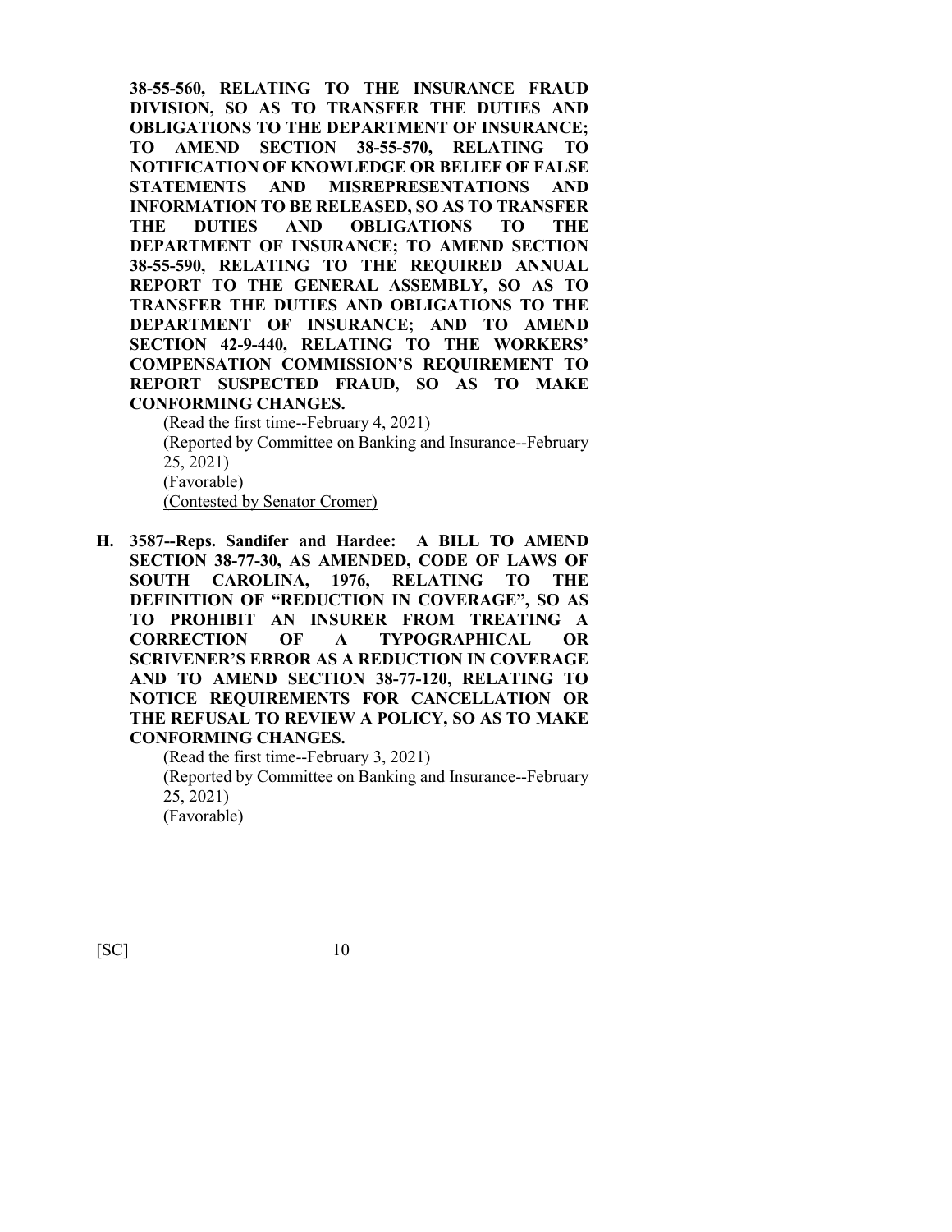**38-55-560, RELATING TO THE INSURANCE FRAUD DIVISION, SO AS TO TRANSFER THE DUTIES AND OBLIGATIONS TO THE DEPARTMENT OF INSURANCE; TO AMEND SECTION 38-55-570, RELATING TO NOTIFICATION OF KNOWLEDGE OR BELIEF OF FALSE STATEMENTS AND MISREPRESENTATIONS AND INFORMATION TO BE RELEASED, SO AS TO TRANSFER THE DUTIES AND OBLIGATIONS TO THE DEPARTMENT OF INSURANCE; TO AMEND SECTION 38-55-590, RELATING TO THE REQUIRED ANNUAL REPORT TO THE GENERAL ASSEMBLY, SO AS TO TRANSFER THE DUTIES AND OBLIGATIONS TO THE DEPARTMENT OF INSURANCE; AND TO AMEND SECTION 42-9-440, RELATING TO THE WORKERS' COMPENSATION COMMISSION'S REQUIREMENT TO REPORT SUSPECTED FRAUD, SO AS TO MAKE CONFORMING CHANGES.**

(Read the first time--February 4, 2021)
(Reported by Committee on Banking and Insurance--February 25, 2021)
(Favorable)
(Contested by Senator Cromer)

**H. 3587--Reps. Sandifer and Hardee: A BILL TO AMEND SECTION 38-77-30, AS AMENDED, CODE OF LAWS OF SOUTH CAROLINA, 1976, RELATING TO THE DEFINITION OF "REDUCTION IN COVERAGE", SO AS TO PROHIBIT AN INSURER FROM TREATING A CORRECTION OF A TYPOGRAPHICAL OR SCRIVENER'S ERROR AS A REDUCTION IN COVERAGE AND TO AMEND SECTION 38-77-120, RELATING TO NOTICE REQUIREMENTS FOR CANCELLATION OR THE REFUSAL TO REVIEW A POLICY, SO AS TO MAKE CONFORMING CHANGES.**

(Read the first time--February 3, 2021)
(Reported by Committee on Banking and Insurance--February 25, 2021)
(Favorable)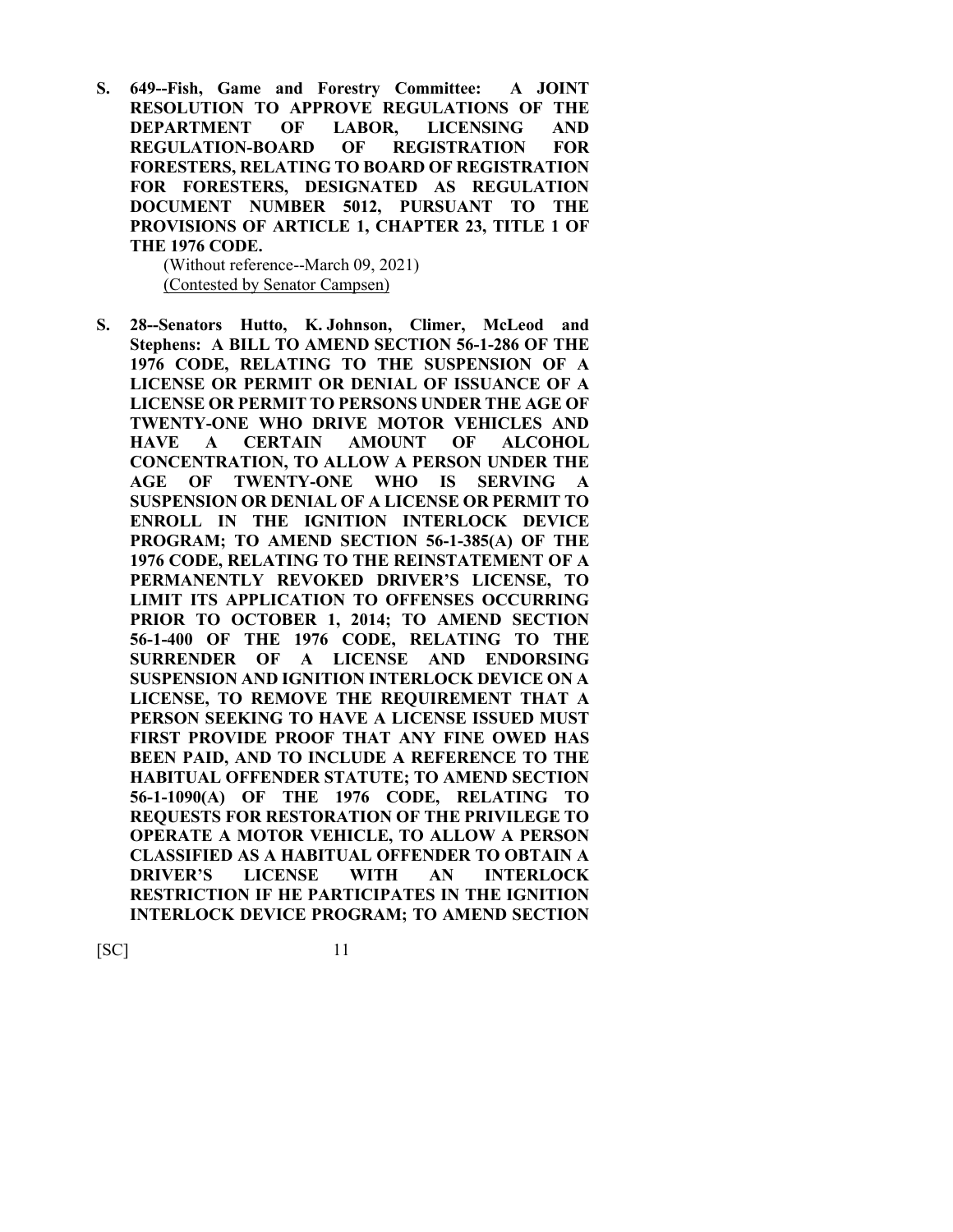**S. 649--Fish, Game and Forestry Committee: A JOINT RESOLUTION TO APPROVE REGULATIONS OF THE DEPARTMENT OF LABOR, LICENSING AND REGULATION-BOARD OF REGISTRATION FOR FORESTERS, RELATING TO BOARD OF REGISTRATION FOR FORESTERS, DESIGNATED AS REGULATION DOCUMENT NUMBER 5012, PURSUANT TO THE PROVISIONS OF ARTICLE 1, CHAPTER 23, TITLE 1 OF THE 1976 CODE.**

(Without reference--March 09, 2021)
(Contested by Senator Campsen)

**S. 28--Senators Hutto, K. Johnson, Climer, McLeod and Stephens: A BILL TO AMEND SECTION 56-1-286 OF THE 1976 CODE, RELATING TO THE SUSPENSION OF A LICENSE OR PERMIT OR DENIAL OF ISSUANCE OF A LICENSE OR PERMIT TO PERSONS UNDER THE AGE OF TWENTY-ONE WHO DRIVE MOTOR VEHICLES AND HAVE A CERTAIN AMOUNT OF ALCOHOL CONCENTRATION, TO ALLOW A PERSON UNDER THE AGE OF TWENTY-ONE WHO IS SERVING A SUSPENSION OR DENIAL OF A LICENSE OR PERMIT TO ENROLL IN THE IGNITION INTERLOCK DEVICE PROGRAM; TO AMEND SECTION 56-1-385(A) OF THE 1976 CODE, RELATING TO THE REINSTATEMENT OF A PERMANENTLY REVOKED DRIVER'S LICENSE, TO LIMIT ITS APPLICATION TO OFFENSES OCCURRING PRIOR TO OCTOBER 1, 2014; TO AMEND SECTION 56-1-400 OF THE 1976 CODE, RELATING TO THE SURRENDER OF A LICENSE AND ENDORSING SUSPENSION AND IGNITION INTERLOCK DEVICE ON A LICENSE, TO REMOVE THE REQUIREMENT THAT A PERSON SEEKING TO HAVE A LICENSE ISSUED MUST FIRST PROVIDE PROOF THAT ANY FINE OWED HAS BEEN PAID, AND TO INCLUDE A REFERENCE TO THE HABITUAL OFFENDER STATUTE; TO AMEND SECTION 56-1-1090(A) OF THE 1976 CODE, RELATING TO REQUESTS FOR RESTORATION OF THE PRIVILEGE TO OPERATE A MOTOR VEHICLE, TO ALLOW A PERSON CLASSIFIED AS A HABITUAL OFFENDER TO OBTAIN A DRIVER'S LICENSE WITH AN INTERLOCK RESTRICTION IF HE PARTICIPATES IN THE IGNITION INTERLOCK DEVICE PROGRAM; TO AMEND SECTION**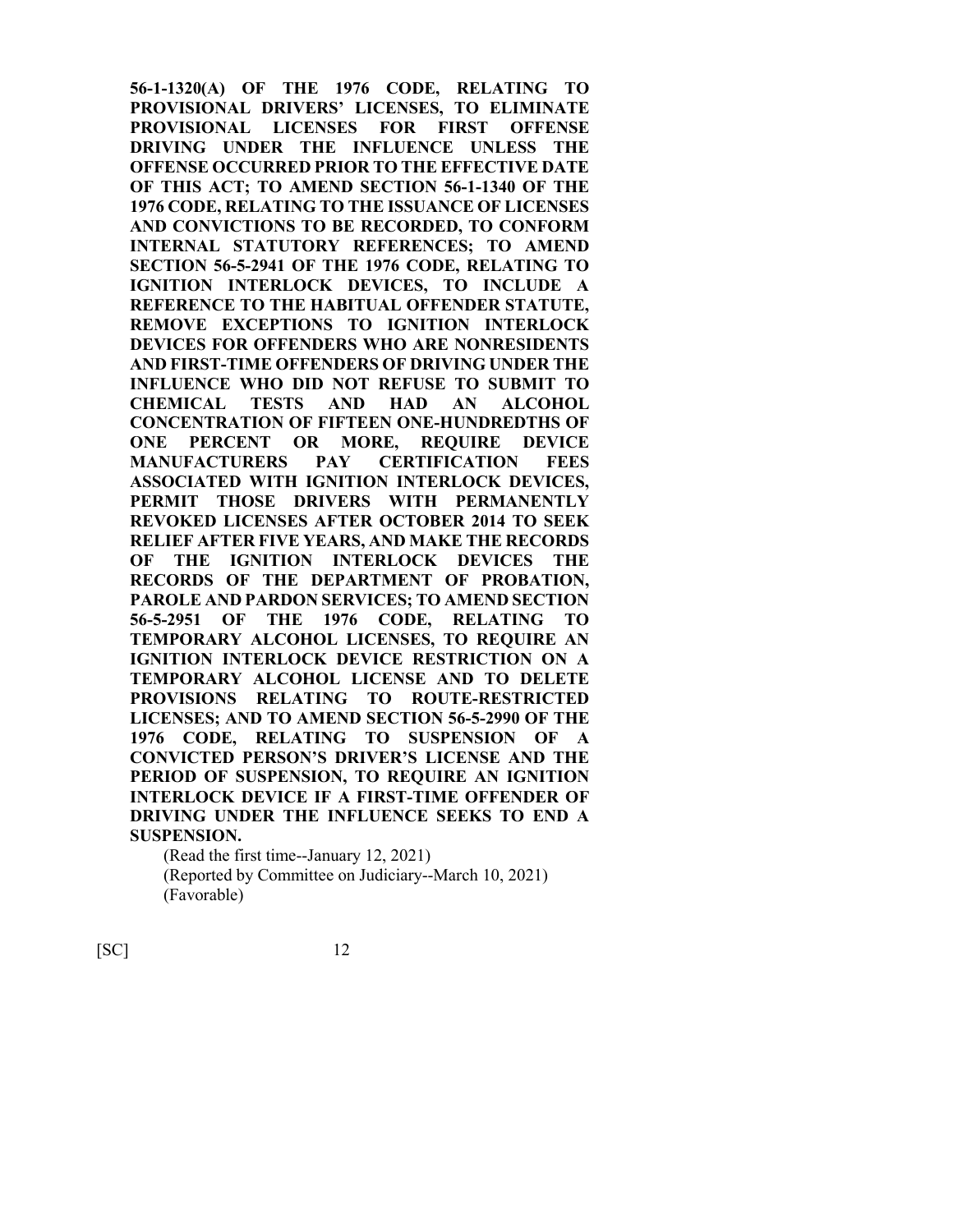**56-1-1320(A) OF THE 1976 CODE, RELATING TO PROVISIONAL DRIVERS' LICENSES, TO ELIMINATE PROVISIONAL LICENSES FOR FIRST OFFENSE DRIVING UNDER THE INFLUENCE UNLESS THE OFFENSE OCCURRED PRIOR TO THE EFFECTIVE DATE OF THIS ACT; TO AMEND SECTION 56-1-1340 OF THE 1976 CODE, RELATING TO THE ISSUANCE OF LICENSES AND CONVICTIONS TO BE RECORDED, TO CONFORM INTERNAL STATUTORY REFERENCES; TO AMEND SECTION 56-5-2941 OF THE 1976 CODE, RELATING TO IGNITION INTERLOCK DEVICES, TO INCLUDE A REFERENCE TO THE HABITUAL OFFENDER STATUTE, REMOVE EXCEPTIONS TO IGNITION INTERLOCK DEVICES FOR OFFENDERS WHO ARE NONRESIDENTS AND FIRST-TIME OFFENDERS OF DRIVING UNDER THE INFLUENCE WHO DID NOT REFUSE TO SUBMIT TO CHEMICAL TESTS AND HAD AN ALCOHOL CONCENTRATION OF FIFTEEN ONE-HUNDREDTHS OF ONE PERCENT OR MORE, REQUIRE DEVICE MANUFACTURERS PAY CERTIFICATION FEES ASSOCIATED WITH IGNITION INTERLOCK DEVICES, PERMIT THOSE DRIVERS WITH PERMANENTLY REVOKED LICENSES AFTER OCTOBER 2014 TO SEEK RELIEF AFTER FIVE YEARS, AND MAKE THE RECORDS OF THE IGNITION INTERLOCK DEVICES THE RECORDS OF THE DEPARTMENT OF PROBATION, PAROLE AND PARDON SERVICES; TO AMEND SECTION 56-5-2951 OF THE 1976 CODE, RELATING TO TEMPORARY ALCOHOL LICENSES, TO REQUIRE AN IGNITION INTERLOCK DEVICE RESTRICTION ON A TEMPORARY ALCOHOL LICENSE AND TO DELETE PROVISIONS RELATING TO ROUTE-RESTRICTED LICENSES; AND TO AMEND SECTION 56-5-2990 OF THE 1976 CODE, RELATING TO SUSPENSION OF A CONVICTED PERSON'S DRIVER'S LICENSE AND THE PERIOD OF SUSPENSION, TO REQUIRE AN IGNITION INTERLOCK DEVICE IF A FIRST-TIME OFFENDER OF DRIVING UNDER THE INFLUENCE SEEKS TO END A SUSPENSION.**

(Read the first time--January 12, 2021)
(Reported by Committee on Judiciary--March 10, 2021)
(Favorable)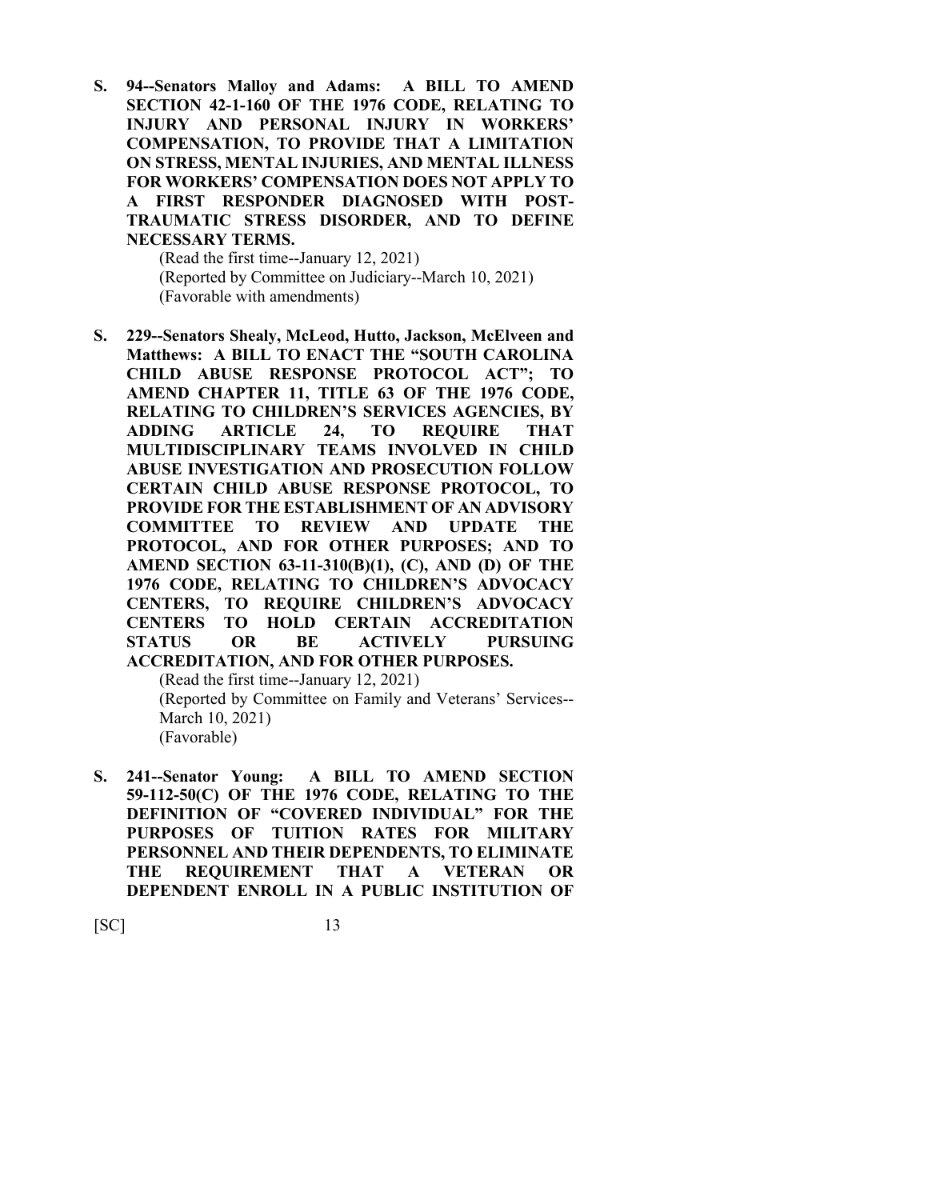**S. 94--Senators Malloy and Adams: A BILL TO AMEND SECTION 42-1-160 OF THE 1976 CODE, RELATING TO INJURY AND PERSONAL INJURY IN WORKERS' COMPENSATION, TO PROVIDE THAT A LIMITATION ON STRESS, MENTAL INJURIES, AND MENTAL ILLNESS FOR WORKERS' COMPENSATION DOES NOT APPLY TO A FIRST RESPONDER DIAGNOSED WITH POST-TRAUMATIC STRESS DISORDER, AND TO DEFINE NECESSARY TERMS.**

(Read the first time--January 12, 2021)
(Reported by Committee on Judiciary--March 10, 2021)
(Favorable with amendments)

**S. 229--Senators Shealy, McLeod, Hutto, Jackson, McElveen and Matthews: A BILL TO ENACT THE "SOUTH CAROLINA CHILD ABUSE RESPONSE PROTOCOL ACT"; TO AMEND CHAPTER 11, TITLE 63 OF THE 1976 CODE, RELATING TO CHILDREN'S SERVICES AGENCIES, BY ADDING ARTICLE 24, TO REQUIRE THAT MULTIDISCIPLINARY TEAMS INVOLVED IN CHILD ABUSE INVESTIGATION AND PROSECUTION FOLLOW CERTAIN CHILD ABUSE RESPONSE PROTOCOL, TO PROVIDE FOR THE ESTABLISHMENT OF AN ADVISORY COMMITTEE TO REVIEW AND UPDATE THE PROTOCOL, AND FOR OTHER PURPOSES; AND TO AMEND SECTION 63-11-310(B)(1), (C), AND (D) OF THE 1976 CODE, RELATING TO CHILDREN'S ADVOCACY CENTERS, TO REQUIRE CHILDREN'S ADVOCACY CENTERS TO HOLD CERTAIN ACCREDITATION STATUS OR BE ACTIVELY PURSUING ACCREDITATION, AND FOR OTHER PURPOSES.**

(Read the first time--January 12, 2021)
(Reported by Committee on Family and Veterans' Services--March 10, 2021)
(Favorable)

**S. 241--Senator Young: A BILL TO AMEND SECTION 59-112-50(C) OF THE 1976 CODE, RELATING TO THE DEFINITION OF "COVERED INDIVIDUAL" FOR THE PURPOSES OF TUITION RATES FOR MILITARY PERSONNEL AND THEIR DEPENDENTS, TO ELIMINATE THE REQUIREMENT THAT A VETERAN OR DEPENDENT ENROLL IN A PUBLIC INSTITUTION OF**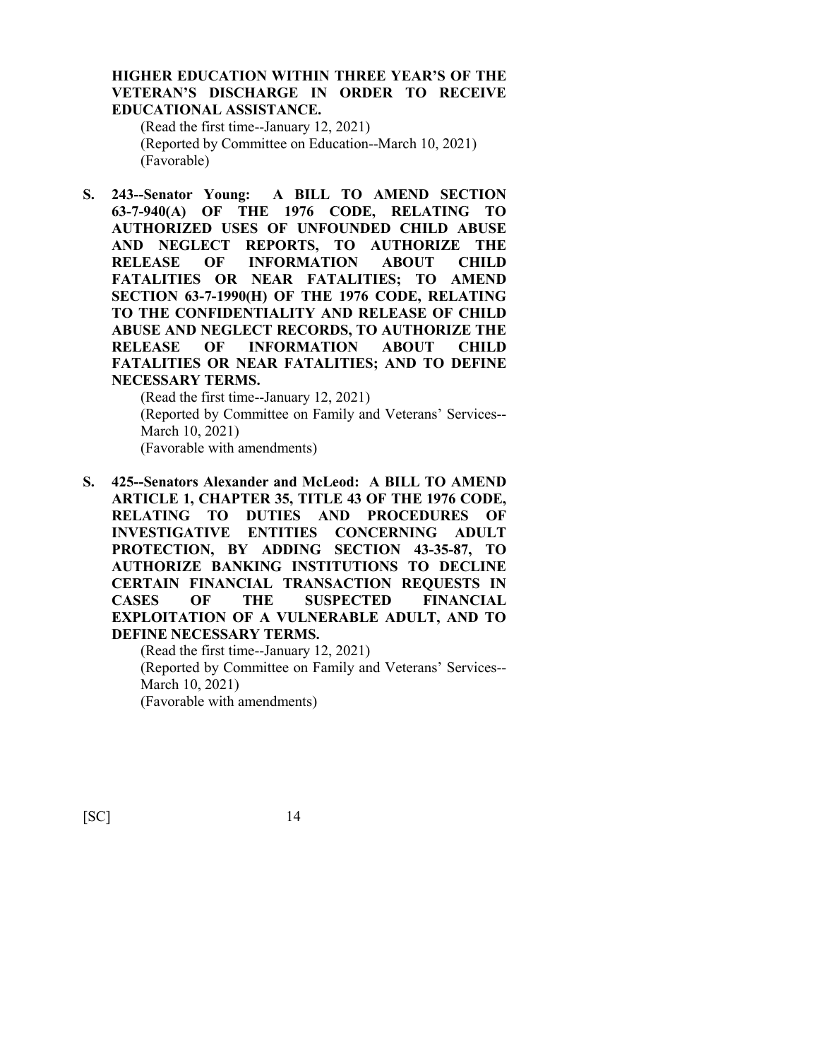**HIGHER EDUCATION WITHIN THREE YEAR'S OF THE VETERAN'S DISCHARGE IN ORDER TO RECEIVE EDUCATIONAL ASSISTANCE.**

(Read the first time--January 12, 2021)
(Reported by Committee on Education--March 10, 2021)
(Favorable)

**S. 243--Senator Young: A BILL TO AMEND SECTION 63-7-940(A) OF THE 1976 CODE, RELATING TO AUTHORIZED USES OF UNFOUNDED CHILD ABUSE AND NEGLECT REPORTS, TO AUTHORIZE THE RELEASE OF INFORMATION ABOUT CHILD FATALITIES OR NEAR FATALITIES; TO AMEND SECTION 63-7-1990(H) OF THE 1976 CODE, RELATING TO THE CONFIDENTIALITY AND RELEASE OF CHILD ABUSE AND NEGLECT RECORDS, TO AUTHORIZE THE RELEASE OF INFORMATION ABOUT CHILD FATALITIES OR NEAR FATALITIES; AND TO DEFINE NECESSARY TERMS.**

(Read the first time--January 12, 2021)
(Reported by Committee on Family and Veterans' Services--March 10, 2021)
(Favorable with amendments)

**S. 425--Senators Alexander and McLeod: A BILL TO AMEND ARTICLE 1, CHAPTER 35, TITLE 43 OF THE 1976 CODE, RELATING TO DUTIES AND PROCEDURES OF INVESTIGATIVE ENTITIES CONCERNING ADULT PROTECTION, BY ADDING SECTION 43-35-87, TO AUTHORIZE BANKING INSTITUTIONS TO DECLINE CERTAIN FINANCIAL TRANSACTION REQUESTS IN CASES OF THE SUSPECTED FINANCIAL EXPLOITATION OF A VULNERABLE ADULT, AND TO DEFINE NECESSARY TERMS.**

(Read the first time--January 12, 2021)
(Reported by Committee on Family and Veterans' Services--March 10, 2021)
(Favorable with amendments)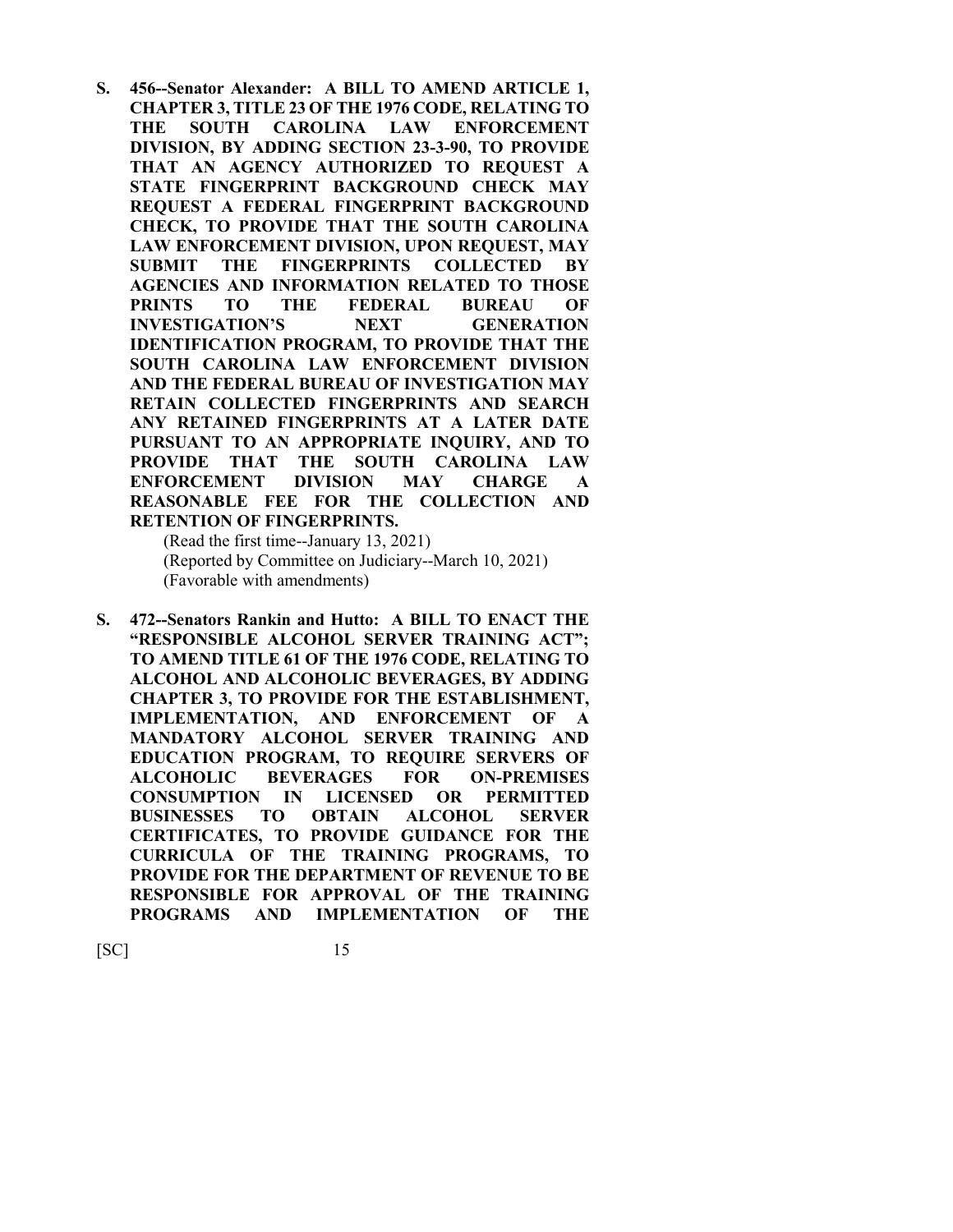**S. 456--Senator Alexander: A BILL TO AMEND ARTICLE 1, CHAPTER 3, TITLE 23 OF THE 1976 CODE, RELATING TO THE SOUTH CAROLINA LAW ENFORCEMENT DIVISION, BY ADDING SECTION 23-3-90, TO PROVIDE THAT AN AGENCY AUTHORIZED TO REQUEST A STATE FINGERPRINT BACKGROUND CHECK MAY REQUEST A FEDERAL FINGERPRINT BACKGROUND CHECK, TO PROVIDE THAT THE SOUTH CAROLINA LAW ENFORCEMENT DIVISION, UPON REQUEST, MAY SUBMIT THE FINGERPRINTS COLLECTED BY AGENCIES AND INFORMATION RELATED TO THOSE PRINTS TO THE FEDERAL BUREAU OF INVESTIGATION'S NEXT GENERATION IDENTIFICATION PROGRAM, TO PROVIDE THAT THE SOUTH CAROLINA LAW ENFORCEMENT DIVISION AND THE FEDERAL BUREAU OF INVESTIGATION MAY RETAIN COLLECTED FINGERPRINTS AND SEARCH ANY RETAINED FINGERPRINTS AT A LATER DATE PURSUANT TO AN APPROPRIATE INQUIRY, AND TO PROVIDE THAT THE SOUTH CAROLINA LAW ENFORCEMENT DIVISION MAY CHARGE A REASONABLE FEE FOR THE COLLECTION AND RETENTION OF FINGERPRINTS.**

(Read the first time--January 13, 2021)
(Reported by Committee on Judiciary--March 10, 2021)
(Favorable with amendments)

**S. 472--Senators Rankin and Hutto: A BILL TO ENACT THE "RESPONSIBLE ALCOHOL SERVER TRAINING ACT"; TO AMEND TITLE 61 OF THE 1976 CODE, RELATING TO ALCOHOL AND ALCOHOLIC BEVERAGES, BY ADDING CHAPTER 3, TO PROVIDE FOR THE ESTABLISHMENT, IMPLEMENTATION, AND ENFORCEMENT OF A MANDATORY ALCOHOL SERVER TRAINING AND EDUCATION PROGRAM, TO REQUIRE SERVERS OF ALCOHOLIC BEVERAGES FOR ON-PREMISES CONSUMPTION IN LICENSED OR PERMITTED BUSINESSES TO OBTAIN ALCOHOL SERVER CERTIFICATES, TO PROVIDE GUIDANCE FOR THE CURRICULA OF THE TRAINING PROGRAMS, TO PROVIDE FOR THE DEPARTMENT OF REVENUE TO BE RESPONSIBLE FOR APPROVAL OF THE TRAINING PROGRAMS AND IMPLEMENTATION OF THE**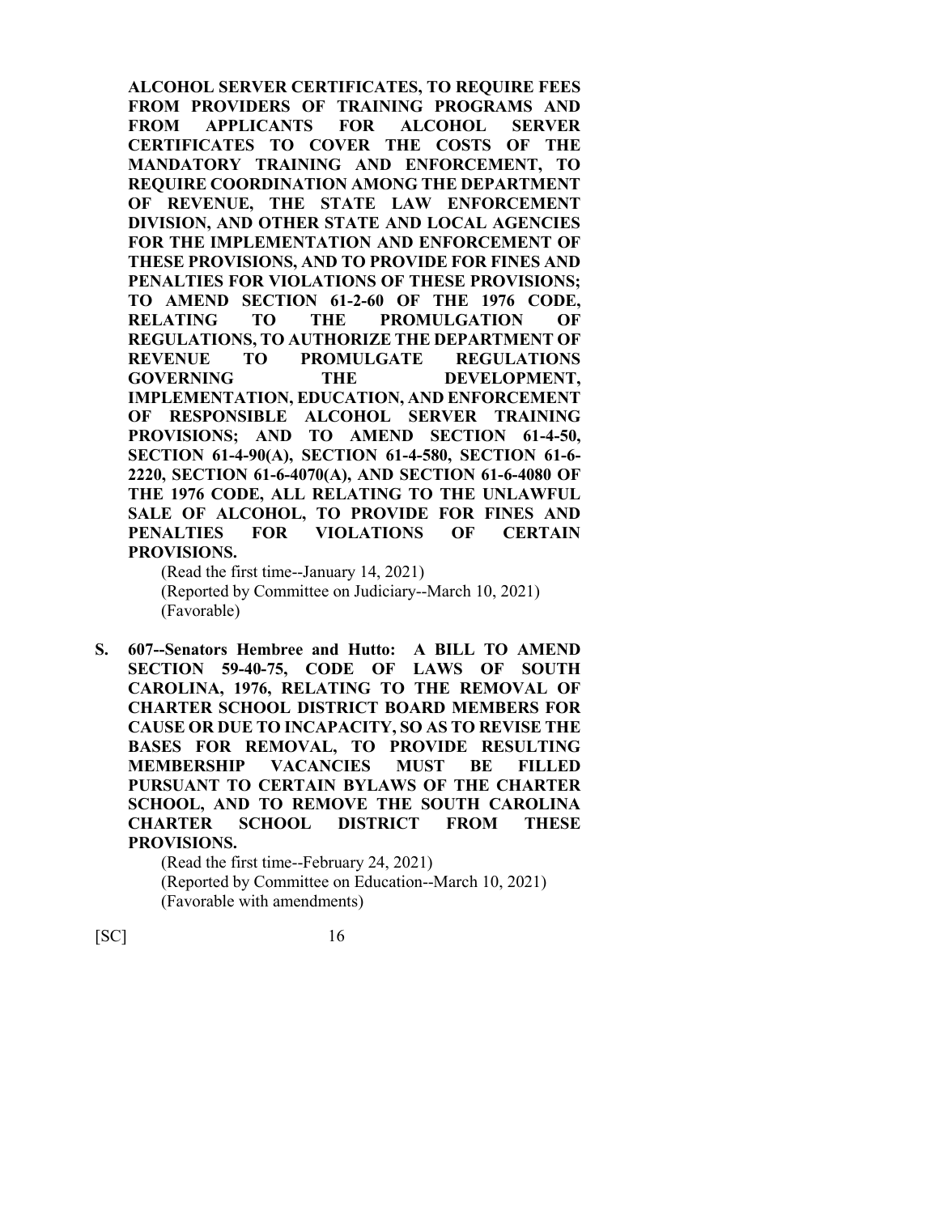**ALCOHOL SERVER CERTIFICATES, TO REQUIRE FEES FROM PROVIDERS OF TRAINING PROGRAMS AND FROM APPLICANTS FOR ALCOHOL SERVER CERTIFICATES TO COVER THE COSTS OF THE MANDATORY TRAINING AND ENFORCEMENT, TO REQUIRE COORDINATION AMONG THE DEPARTMENT OF REVENUE, THE STATE LAW ENFORCEMENT DIVISION, AND OTHER STATE AND LOCAL AGENCIES FOR THE IMPLEMENTATION AND ENFORCEMENT OF THESE PROVISIONS, AND TO PROVIDE FOR FINES AND PENALTIES FOR VIOLATIONS OF THESE PROVISIONS; TO AMEND SECTION 61-2-60 OF THE 1976 CODE, RELATING TO THE PROMULGATION OF REGULATIONS, TO AUTHORIZE THE DEPARTMENT OF REVENUE TO PROMULGATE REGULATIONS GOVERNING THE DEVELOPMENT, IMPLEMENTATION, EDUCATION, AND ENFORCEMENT OF RESPONSIBLE ALCOHOL SERVER TRAINING PROVISIONS; AND TO AMEND SECTION 61-4-50, SECTION 61-4-90(A), SECTION 61-4-580, SECTION 61-6-2220, SECTION 61-6-4070(A), AND SECTION 61-6-4080 OF THE 1976 CODE, ALL RELATING TO THE UNLAWFUL SALE OF ALCOHOL, TO PROVIDE FOR FINES AND PENALTIES FOR VIOLATIONS OF CERTAIN PROVISIONS.**

(Read the first time--January 14, 2021)
(Reported by Committee on Judiciary--March 10, 2021)
(Favorable)

**S. 607--Senators Hembree and Hutto: A BILL TO AMEND SECTION 59-40-75, CODE OF LAWS OF SOUTH CAROLINA, 1976, RELATING TO THE REMOVAL OF CHARTER SCHOOL DISTRICT BOARD MEMBERS FOR CAUSE OR DUE TO INCAPACITY, SO AS TO REVISE THE BASES FOR REMOVAL, TO PROVIDE RESULTING MEMBERSHIP VACANCIES MUST BE FILLED PURSUANT TO CERTAIN BYLAWS OF THE CHARTER SCHOOL, AND TO REMOVE THE SOUTH CAROLINA CHARTER SCHOOL DISTRICT FROM THESE PROVISIONS.**

(Read the first time--February 24, 2021)
(Reported by Committee on Education--March 10, 2021)
(Favorable with amendments)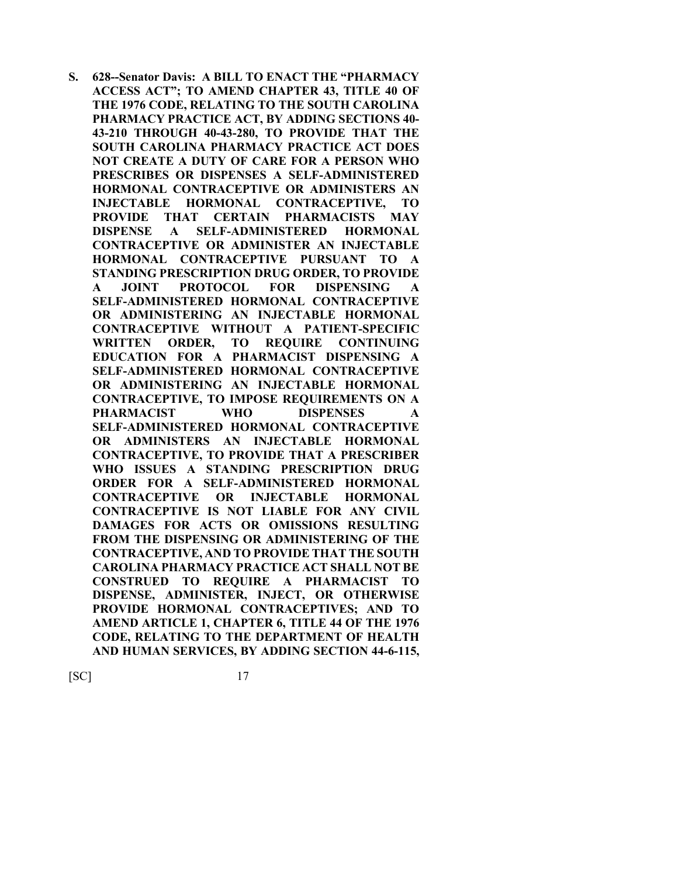**S. 628--Senator Davis: A BILL TO ENACT THE "PHARMACY ACCESS ACT"; TO AMEND CHAPTER 43, TITLE 40 OF THE 1976 CODE, RELATING TO THE SOUTH CAROLINA PHARMACY PRACTICE ACT, BY ADDING SECTIONS 40-43-210 THROUGH 40-43-280, TO PROVIDE THAT THE SOUTH CAROLINA PHARMACY PRACTICE ACT DOES NOT CREATE A DUTY OF CARE FOR A PERSON WHO PRESCRIBES OR DISPENSES A SELF-ADMINISTERED HORMONAL CONTRACEPTIVE OR ADMINISTERS AN INJECTABLE HORMONAL CONTRACEPTIVE, TO PROVIDE THAT CERTAIN PHARMACISTS MAY DISPENSE A SELF-ADMINISTERED HORMONAL CONTRACEPTIVE OR ADMINISTER AN INJECTABLE HORMONAL CONTRACEPTIVE PURSUANT TO A STANDING PRESCRIPTION DRUG ORDER, TO PROVIDE A JOINT PROTOCOL FOR DISPENSING A SELF-ADMINISTERED HORMONAL CONTRACEPTIVE OR ADMINISTERING AN INJECTABLE HORMONAL CONTRACEPTIVE WITHOUT A PATIENT-SPECIFIC WRITTEN ORDER, TO REQUIRE CONTINUING EDUCATION FOR A PHARMACIST DISPENSING A SELF-ADMINISTERED HORMONAL CONTRACEPTIVE OR ADMINISTERING AN INJECTABLE HORMONAL CONTRACEPTIVE, TO IMPOSE REQUIREMENTS ON A PHARMACIST WHO DISPENSES A SELF-ADMINISTERED HORMONAL CONTRACEPTIVE OR ADMINISTERS AN INJECTABLE HORMONAL CONTRACEPTIVE, TO PROVIDE THAT A PRESCRIBER WHO ISSUES A STANDING PRESCRIPTION DRUG ORDER FOR A SELF-ADMINISTERED HORMONAL CONTRACEPTIVE OR INJECTABLE HORMONAL CONTRACEPTIVE IS NOT LIABLE FOR ANY CIVIL DAMAGES FOR ACTS OR OMISSIONS RESULTING FROM THE DISPENSING OR ADMINISTERING OF THE CONTRACEPTIVE, AND TO PROVIDE THAT THE SOUTH CAROLINA PHARMACY PRACTICE ACT SHALL NOT BE CONSTRUED TO REQUIRE A PHARMACIST TO DISPENSE, ADMINISTER, INJECT, OR OTHERWISE PROVIDE HORMONAL CONTRACEPTIVES; AND TO AMEND ARTICLE 1, CHAPTER 6, TITLE 44 OF THE 1976 CODE, RELATING TO THE DEPARTMENT OF HEALTH AND HUMAN SERVICES, BY ADDING SECTION 44-6-115,**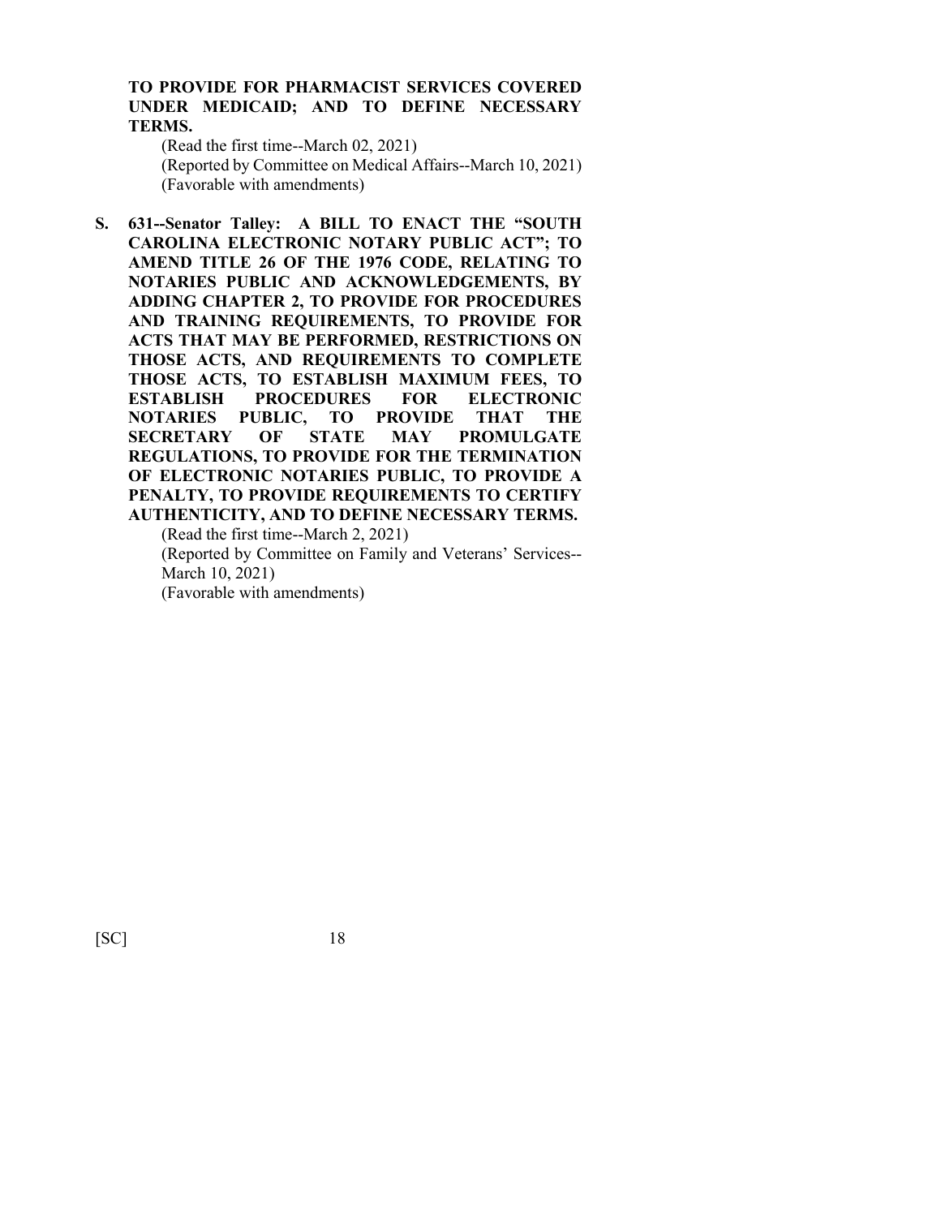**TO PROVIDE FOR PHARMACIST SERVICES COVERED UNDER MEDICAID; AND TO DEFINE NECESSARY TERMS.**

(Read the first time--March 02, 2021)
(Reported by Committee on Medical Affairs--March 10, 2021)
(Favorable with amendments)

**S. 631--Senator Talley: A BILL TO ENACT THE "SOUTH CAROLINA ELECTRONIC NOTARY PUBLIC ACT"; TO AMEND TITLE 26 OF THE 1976 CODE, RELATING TO NOTARIES PUBLIC AND ACKNOWLEDGEMENTS, BY ADDING CHAPTER 2, TO PROVIDE FOR PROCEDURES AND TRAINING REQUIREMENTS, TO PROVIDE FOR ACTS THAT MAY BE PERFORMED, RESTRICTIONS ON THOSE ACTS, AND REQUIREMENTS TO COMPLETE THOSE ACTS, TO ESTABLISH MAXIMUM FEES, TO ESTABLISH PROCEDURES FOR ELECTRONIC NOTARIES PUBLIC, TO PROVIDE THAT THE SECRETARY OF STATE MAY PROMULGATE REGULATIONS, TO PROVIDE FOR THE TERMINATION OF ELECTRONIC NOTARIES PUBLIC, TO PROVIDE A PENALTY, TO PROVIDE REQUIREMENTS TO CERTIFY AUTHENTICITY, AND TO DEFINE NECESSARY TERMS.**

(Read the first time--March 2, 2021)
(Reported by Committee on Family and Veterans' Services--March 10, 2021)
(Favorable with amendments)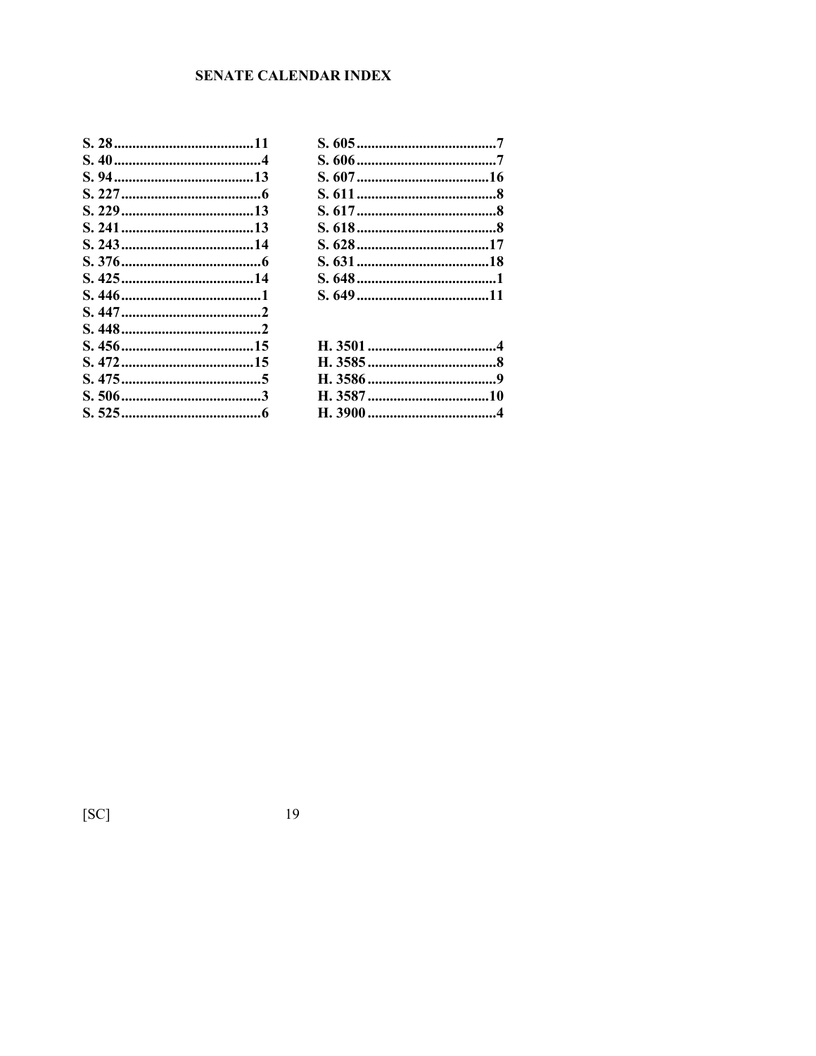## SENATE CALENDAR INDEX

**S. 28......................................11**
**S. 40........................................4**
**S. 94......................................13**
**S. 227......................................6**
**S. 229....................................13**
**S. 241....................................13**
**S. 243....................................14**
**S. 376......................................6**
**S. 425....................................14**
**S. 446......................................1**
**S. 447......................................2**
**S. 448......................................2**
**S. 456....................................15**
**S. 472....................................15**
**S. 475......................................5**
**S. 506......................................3**
**S. 525......................................6**
**S. 605......................................7**
**S. 606......................................7**
**S. 607....................................16**
**S. 611......................................8**
**S. 617......................................8**
**S. 618......................................8**
**S. 628....................................17**
**S. 631....................................18**
**S. 648......................................1**
**S. 649....................................11**

**H. 3501..................................4**
**H. 3585..................................8**
**H. 3586..................................9**
**H. 3587................................10**
**H. 3900..................................4**